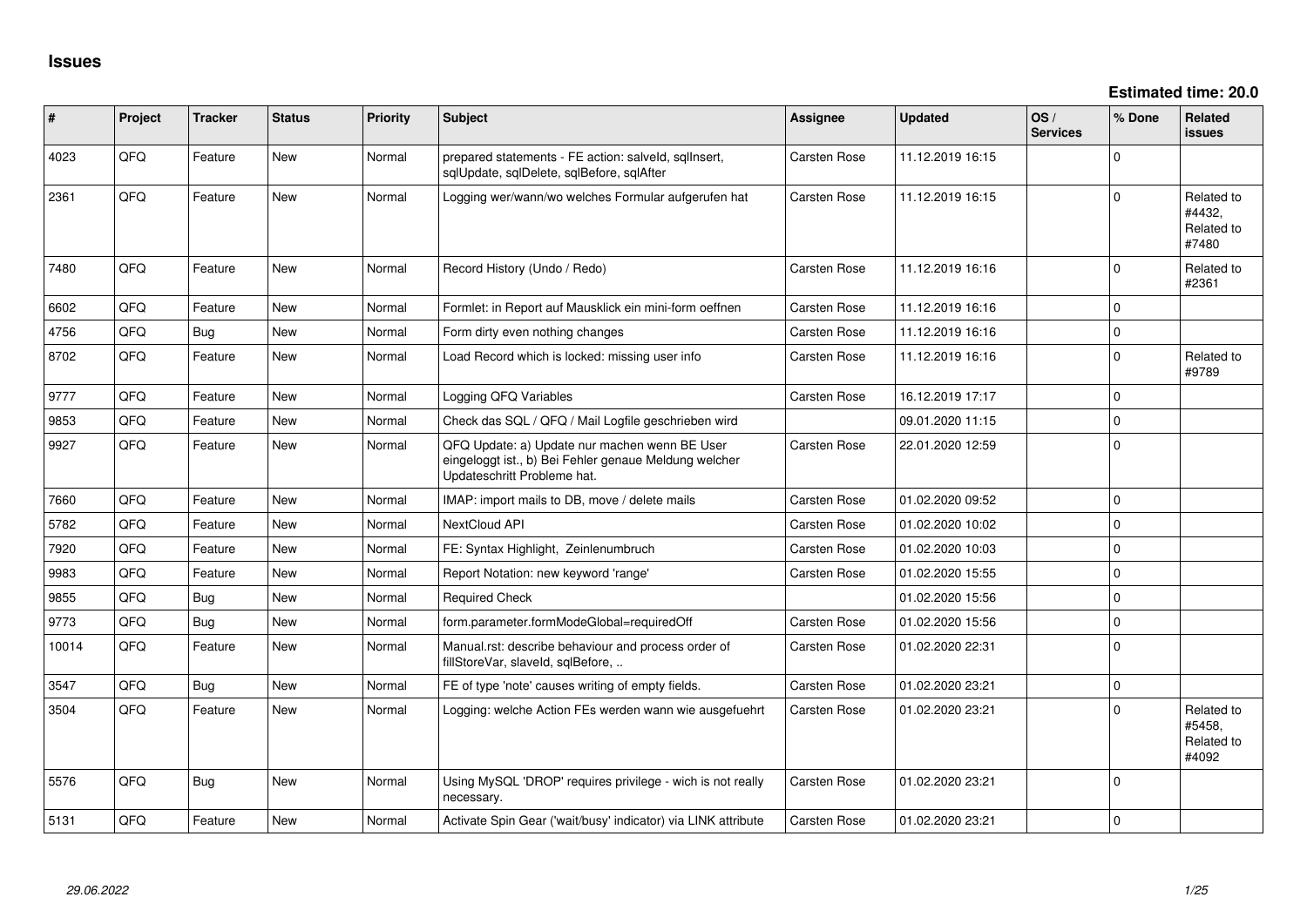# Issues

**Estimated time: 20.0**

| # | Project | Tracker | Status | Priority | Subject | Assignee | Updated | OS / Services | % Done | Related issues |
|---|---|---|---|---|---|---|---|---|---|---|
| 4023 | QFQ | Feature | New | Normal | prepared statements - FE action: salveld, sqlInsert, sqlUpdate, sqlDelete, sqlBefore, sqlAfter | Carsten Rose | 11.12.2019 16:15 | | 0 | |
| 2361 | QFQ | Feature | New | Normal | Logging wer/wann/wo welches Formular aufgerufen hat | Carsten Rose | 11.12.2019 16:15 | | 0 | Related to #4432, Related to #7480 |
| 7480 | QFQ | Feature | New | Normal | Record History (Undo / Redo) | Carsten Rose | 11.12.2019 16:16 | | 0 | Related to #2361 |
| 6602 | QFQ | Feature | New | Normal | Formlet: in Report auf Mausklick ein mini-form oeffnen | Carsten Rose | 11.12.2019 16:16 | | 0 | |
| 4756 | QFQ | Bug | New | Normal | Form dirty even nothing changes | Carsten Rose | 11.12.2019 16:16 | | 0 | |
| 8702 | QFQ | Feature | New | Normal | Load Record which is locked: missing user info | Carsten Rose | 11.12.2019 16:16 | | 0 | Related to #9789 |
| 9777 | QFQ | Feature | New | Normal | Logging QFQ Variables | Carsten Rose | 16.12.2019 17:17 | | 0 | |
| 9853 | QFQ | Feature | New | Normal | Check das SQL / QFQ / Mail Logfile geschrieben wird | | 09.01.2020 11:15 | | 0 | |
| 9927 | QFQ | Feature | New | Normal | QFQ Update: a) Update nur machen wenn BE User eingeloggt ist., b) Bei Fehler genaue Meldung welcher Updateschritt Probleme hat. | Carsten Rose | 22.01.2020 12:59 | | 0 | |
| 7660 | QFQ | Feature | New | Normal | IMAP: import mails to DB, move / delete mails | Carsten Rose | 01.02.2020 09:52 | | 0 | |
| 5782 | QFQ | Feature | New | Normal | NextCloud API | Carsten Rose | 01.02.2020 10:02 | | 0 | |
| 7920 | QFQ | Feature | New | Normal | FE: Syntax Highlight, Zeilenumbruch | Carsten Rose | 01.02.2020 10:03 | | 0 | |
| 9983 | QFQ | Feature | New | Normal | Report Notation: new keyword 'range' | Carsten Rose | 01.02.2020 15:55 | | 0 | |
| 9855 | QFQ | Bug | New | Normal | Required Check | | 01.02.2020 15:56 | | 0 | |
| 9773 | QFQ | Bug | New | Normal | form.parameter.formModeGlobal=requiredOff | Carsten Rose | 01.02.2020 15:56 | | 0 | |
| 10014 | QFQ | Feature | New | Normal | Manual.rst: describe behaviour and process order of fillStoreVar, slaveId, sqlBefore, .. | Carsten Rose | 01.02.2020 22:31 | | 0 | |
| 3547 | QFQ | Bug | New | Normal | FE of type 'note' causes writing of empty fields. | Carsten Rose | 01.02.2020 23:21 | | 0 | |
| 3504 | QFQ | Feature | New | Normal | Logging: welche Action FEs werden wann wie ausgefuehrt | Carsten Rose | 01.02.2020 23:21 | | 0 | Related to #5458, Related to #4092 |
| 5576 | QFQ | Bug | New | Normal | Using MySQL 'DROP' requires privilege - wich is not really necessary. | Carsten Rose | 01.02.2020 23:21 | | 0 | |
| 5131 | QFQ | Feature | New | Normal | Activate Spin Gear ('wait/busy' indicator) via LINK attribute | Carsten Rose | 01.02.2020 23:21 | | 0 | |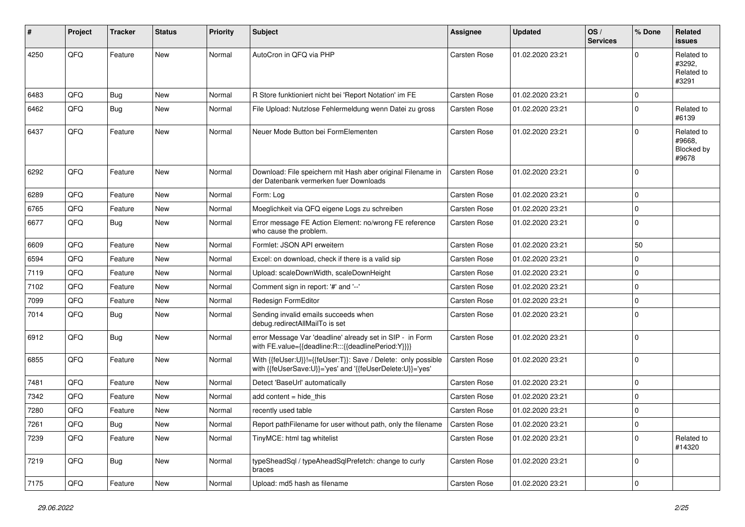| # | Project | Tracker | Status | Priority | Subject | Assignee | Updated | OS / Services | % Done | Related issues |
|---|---|---|---|---|---|---|---|---|---|---|
| 4250 | QFQ | Feature | New | Normal | AutoCron in QFQ via PHP | Carsten Rose | 01.02.2020 23:21 | | 0 | Related to #3292, Related to #3291 |
| 6483 | QFQ | Bug | New | Normal | R Store funktioniert nicht bei 'Report Notation' im FE | Carsten Rose | 01.02.2020 23:21 | | 0 | |
| 6462 | QFQ | Bug | New | Normal | File Upload: Nutzlose Fehlermeldung wenn Datei zu gross | Carsten Rose | 01.02.2020 23:21 | | 0 | Related to #6139 |
| 6437 | QFQ | Feature | New | Normal | Neuer Mode Button bei FormElementen | Carsten Rose | 01.02.2020 23:21 | | 0 | Related to #9668, Blocked by #9678 |
| 6292 | QFQ | Feature | New | Normal | Download: File speichern mit Hash aber original Filename in der Datenbank vermerken fuer Downloads | Carsten Rose | 01.02.2020 23:21 | | 0 | |
| 6289 | QFQ | Feature | New | Normal | Form: Log | Carsten Rose | 01.02.2020 23:21 | | 0 | |
| 6765 | QFQ | Feature | New | Normal | Moeglichkeit via QFQ eigene Logs zu schreiben | Carsten Rose | 01.02.2020 23:21 | | 0 | |
| 6677 | QFQ | Bug | New | Normal | Error message FE Action Element: no/wrong FE reference who cause the problem. | Carsten Rose | 01.02.2020 23:21 | | 0 | |
| 6609 | QFQ | Feature | New | Normal | Formlet: JSON API erweitern | Carsten Rose | 01.02.2020 23:21 | | 50 | |
| 6594 | QFQ | Feature | New | Normal | Excel: on download, check if there is a valid sip | Carsten Rose | 01.02.2020 23:21 | | 0 | |
| 7119 | QFQ | Feature | New | Normal | Upload: scaleDownWidth, scaleDownHeight | Carsten Rose | 01.02.2020 23:21 | | 0 | |
| 7102 | QFQ | Feature | New | Normal | Comment sign in report: '#' and '--' | Carsten Rose | 01.02.2020 23:21 | | 0 | |
| 7099 | QFQ | Feature | New | Normal | Redesign FormEditor | Carsten Rose | 01.02.2020 23:21 | | 0 | |
| 7014 | QFQ | Bug | New | Normal | Sending invalid emails succeeds when debug.redirectAllMailTo is set | Carsten Rose | 01.02.2020 23:21 | | 0 | |
| 6912 | QFQ | Bug | New | Normal | error Message Var 'deadline' already set in SIP - in Form with FE.value={{deadline:R:::{{deadlinePeriod:Y}}}} | Carsten Rose | 01.02.2020 23:21 | | 0 | |
| 6855 | QFQ | Feature | New | Normal | With {{feUser:U}}!={{feUser:T}}: Save / Delete: only possible with {{feUserSave:U}}='yes' and '{{feUserDelete:U}}='yes' | Carsten Rose | 01.02.2020 23:21 | | 0 | |
| 7481 | QFQ | Feature | New | Normal | Detect 'BaseUrl' automatically | Carsten Rose | 01.02.2020 23:21 | | 0 | |
| 7342 | QFQ | Feature | New | Normal | add content = hide_this | Carsten Rose | 01.02.2020 23:21 | | 0 | |
| 7280 | QFQ | Feature | New | Normal | recently used table | Carsten Rose | 01.02.2020 23:21 | | 0 | |
| 7261 | QFQ | Bug | New | Normal | Report pathFilename for user without path, only the filename | Carsten Rose | 01.02.2020 23:21 | | 0 | |
| 7239 | QFQ | Feature | New | Normal | TinyMCE: html tag whitelist | Carsten Rose | 01.02.2020 23:21 | | 0 | Related to #14320 |
| 7219 | QFQ | Bug | New | Normal | typeSheadSql / typeAheadSqlPrefetch: change to curly braces | Carsten Rose | 01.02.2020 23:21 | | 0 | |
| 7175 | QFQ | Feature | New | Normal | Upload: md5 hash as filename | Carsten Rose | 01.02.2020 23:21 | | 0 | |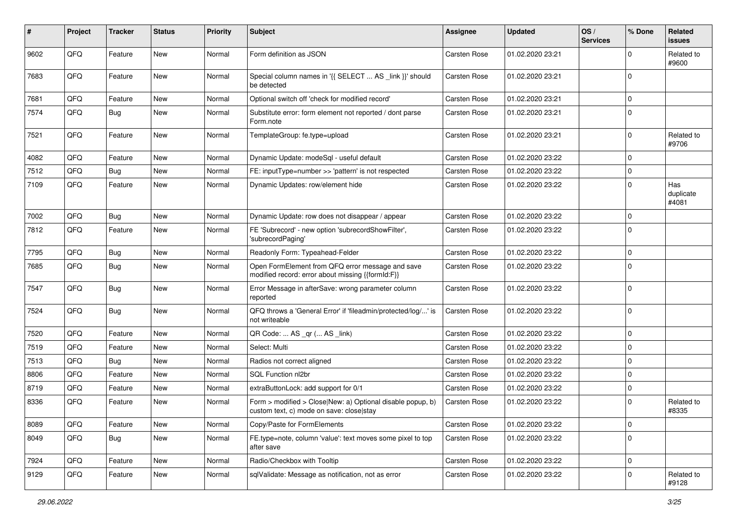| # | Project | Tracker | Status | Priority | Subject | Assignee | Updated | OS / Services | % Done | Related issues |
|---|---|---|---|---|---|---|---|---|---|---|
| 9602 | QFQ | Feature | New | Normal | Form definition as JSON | Carsten Rose | 01.02.2020 23:21 | | 0 | Related to #9600 |
| 7683 | QFQ | Feature | New | Normal | Special column names in '{{ SELECT ... AS _link }}' should be detected | Carsten Rose | 01.02.2020 23:21 | | 0 | |
| 7681 | QFQ | Feature | New | Normal | Optional switch off 'check for modified record' | Carsten Rose | 01.02.2020 23:21 | | 0 | |
| 7574 | QFQ | Bug | New | Normal | Substitute error: form element not reported / dont parse Form.note | Carsten Rose | 01.02.2020 23:21 | | 0 | |
| 7521 | QFQ | Feature | New | Normal | TemplateGroup: fe.type=upload | Carsten Rose | 01.02.2020 23:21 | | 0 | Related to #9706 |
| 4082 | QFQ | Feature | New | Normal | Dynamic Update: modeSql - useful default | Carsten Rose | 01.02.2020 23:22 | | 0 | |
| 7512 | QFQ | Bug | New | Normal | FE: inputType=number >> 'pattern' is not respected | Carsten Rose | 01.02.2020 23:22 | | 0 | |
| 7109 | QFQ | Feature | New | Normal | Dynamic Updates: row/element hide | Carsten Rose | 01.02.2020 23:22 | | 0 | Has duplicate #4081 |
| 7002 | QFQ | Bug | New | Normal | Dynamic Update: row does not disappear / appear | Carsten Rose | 01.02.2020 23:22 | | 0 | |
| 7812 | QFQ | Feature | New | Normal | FE 'Subrecord' - new option 'subrecordShowFilter', 'subrecordPaging' | Carsten Rose | 01.02.2020 23:22 | | 0 | |
| 7795 | QFQ | Bug | New | Normal | Readonly Form: Typeahead-Felder | Carsten Rose | 01.02.2020 23:22 | | 0 | |
| 7685 | QFQ | Bug | New | Normal | Open FormElement from QFQ error message and save modified record: error about missing {{formId:F}} | Carsten Rose | 01.02.2020 23:22 | | 0 | |
| 7547 | QFQ | Bug | New | Normal | Error Message in afterSave: wrong parameter column reported | Carsten Rose | 01.02.2020 23:22 | | 0 | |
| 7524 | QFQ | Bug | New | Normal | QFQ throws a 'General Error' if 'fileadmin/protected/log/...' is not writeable | Carsten Rose | 01.02.2020 23:22 | | 0 | |
| 7520 | QFQ | Feature | New | Normal | QR Code: ... AS _qr ( ... AS _link) | Carsten Rose | 01.02.2020 23:22 | | 0 | |
| 7519 | QFQ | Feature | New | Normal | Select: Multi | Carsten Rose | 01.02.2020 23:22 | | 0 | |
| 7513 | QFQ | Bug | New | Normal | Radios not correct aligned | Carsten Rose | 01.02.2020 23:22 | | 0 | |
| 8806 | QFQ | Feature | New | Normal | SQL Function nl2br | Carsten Rose | 01.02.2020 23:22 | | 0 | |
| 8719 | QFQ | Feature | New | Normal | extraButtonLock: add support for 0/1 | Carsten Rose | 01.02.2020 23:22 | | 0 | |
| 8336 | QFQ | Feature | New | Normal | Form > modified > Close\|New: a) Optional disable popup, b) custom text, c) mode on save: close\|stay | Carsten Rose | 01.02.2020 23:22 | | 0 | Related to #8335 |
| 8089 | QFQ | Feature | New | Normal | Copy/Paste for FormElements | Carsten Rose | 01.02.2020 23:22 | | 0 | |
| 8049 | QFQ | Bug | New | Normal | FE.type=note, column 'value': text moves some pixel to top after save | Carsten Rose | 01.02.2020 23:22 | | 0 | |
| 7924 | QFQ | Feature | New | Normal | Radio/Checkbox with Tooltip | Carsten Rose | 01.02.2020 23:22 | | 0 | |
| 9129 | QFQ | Feature | New | Normal | sqlValidate: Message as notification, not as error | Carsten Rose | 01.02.2020 23:22 | | 0 | Related to #9128 |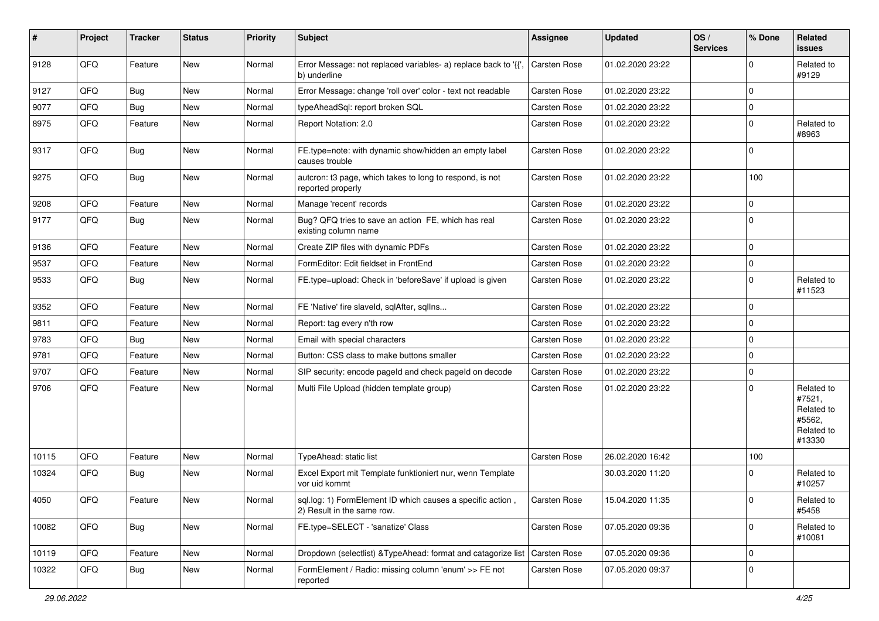| # | Project | Tracker | Status | Priority | Subject | Assignee | Updated | OS / Services | % Done | Related issues |
|---|---|---|---|---|---|---|---|---|---|---|
| 9128 | QFQ | Feature | New | Normal | Error Message: not replaced variables- a) replace back to '{{', b) underline | Carsten Rose | 01.02.2020 23:22 | | 0 | Related to #9129 |
| 9127 | QFQ | Bug | New | Normal | Error Message: change 'roll over' color - text not readable | Carsten Rose | 01.02.2020 23:22 | | 0 | |
| 9077 | QFQ | Bug | New | Normal | typeAheadSql: report broken SQL | Carsten Rose | 01.02.2020 23:22 | | 0 | |
| 8975 | QFQ | Feature | New | Normal | Report Notation: 2.0 | Carsten Rose | 01.02.2020 23:22 | | 0 | Related to #8963 |
| 9317 | QFQ | Bug | New | Normal | FE.type=note: with dynamic show/hidden an empty label causes trouble | Carsten Rose | 01.02.2020 23:22 | | 0 | |
| 9275 | QFQ | Bug | New | Normal | autcron: t3 page, which takes to long to respond, is not reported properly | Carsten Rose | 01.02.2020 23:22 | | 100 | |
| 9208 | QFQ | Feature | New | Normal | Manage 'recent' records | Carsten Rose | 01.02.2020 23:22 | | 0 | |
| 9177 | QFQ | Bug | New | Normal | Bug? QFQ tries to save an action FE, which has real existing column name | Carsten Rose | 01.02.2020 23:22 | | 0 | |
| 9136 | QFQ | Feature | New | Normal | Create ZIP files with dynamic PDFs | Carsten Rose | 01.02.2020 23:22 | | 0 | |
| 9537 | QFQ | Feature | New | Normal | FormEditor: Edit fieldset in FrontEnd | Carsten Rose | 01.02.2020 23:22 | | 0 | |
| 9533 | QFQ | Bug | New | Normal | FE.type=upload: Check in 'beforeSave' if upload is given | Carsten Rose | 01.02.2020 23:22 | | 0 | Related to #11523 |
| 9352 | QFQ | Feature | New | Normal | FE 'Native' fire slaveId, sqlAfter, sqlIns... | Carsten Rose | 01.02.2020 23:22 | | 0 | |
| 9811 | QFQ | Feature | New | Normal | Report: tag every n'th row | Carsten Rose | 01.02.2020 23:22 | | 0 | |
| 9783 | QFQ | Bug | New | Normal | Email with special characters | Carsten Rose | 01.02.2020 23:22 | | 0 | |
| 9781 | QFQ | Feature | New | Normal | Button: CSS class to make buttons smaller | Carsten Rose | 01.02.2020 23:22 | | 0 | |
| 9707 | QFQ | Feature | New | Normal | SIP security: encode pageId and check pageId on decode | Carsten Rose | 01.02.2020 23:22 | | 0 | |
| 9706 | QFQ | Feature | New | Normal | Multi File Upload (hidden template group) | Carsten Rose | 01.02.2020 23:22 | | 0 | Related to #7521, Related to #5562, Related to #13330 |
| 10115 | QFQ | Feature | New | Normal | TypeAhead: static list | Carsten Rose | 26.02.2020 16:42 | | 100 | |
| 10324 | QFQ | Bug | New | Normal | Excel Export mit Template funktioniert nur, wenn Template vor uid kommt | | 30.03.2020 11:20 | | 0 | Related to #10257 |
| 4050 | QFQ | Feature | New | Normal | sql.log: 1) FormElement ID which causes a specific action , 2) Result in the same row. | Carsten Rose | 15.04.2020 11:35 | | 0 | Related to #5458 |
| 10082 | QFQ | Bug | New | Normal | FE.type=SELECT - 'sanatize' Class | Carsten Rose | 07.05.2020 09:36 | | 0 | Related to #10081 |
| 10119 | QFQ | Feature | New | Normal | Dropdown (selectlist) &TypeAhead: format and catagorize list | Carsten Rose | 07.05.2020 09:36 | | 0 | |
| 10322 | QFQ | Bug | New | Normal | FormElement / Radio: missing column 'enum' >> FE not reported | Carsten Rose | 07.05.2020 09:37 | | 0 | |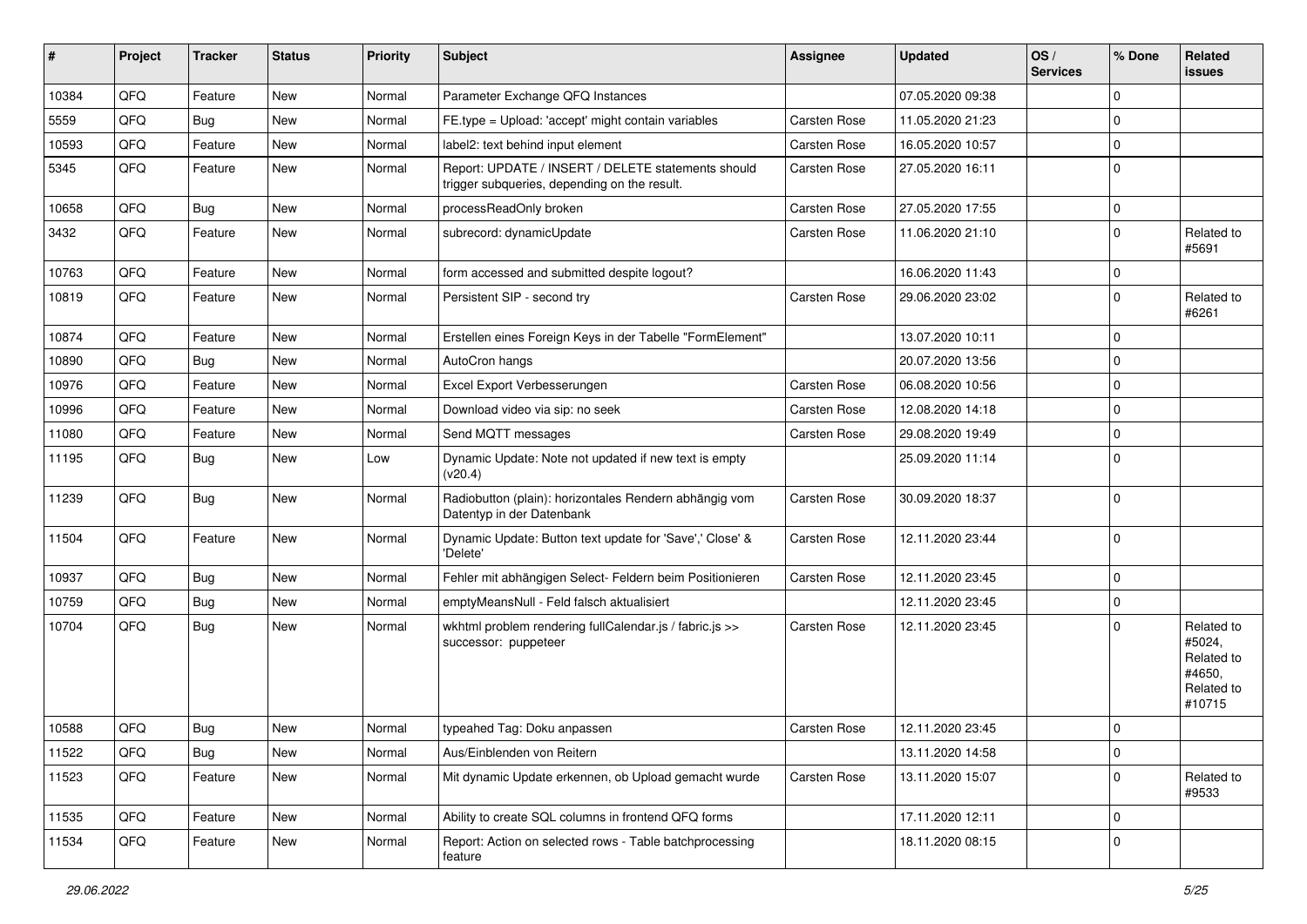| # | Project | Tracker | Status | Priority | Subject | Assignee | Updated | OS / Services | % Done | Related issues |
|---|---|---|---|---|---|---|---|---|---|---|
| 10384 | QFQ | Feature | New | Normal | Parameter Exchange QFQ Instances | | 07.05.2020 09:38 | | 0 | |
| 5559 | QFQ | Bug | New | Normal | FE.type = Upload: 'accept' might contain variables | Carsten Rose | 11.05.2020 21:23 | | 0 | |
| 10593 | QFQ | Feature | New | Normal | label2: text behind input element | Carsten Rose | 16.05.2020 10:57 | | 0 | |
| 5345 | QFQ | Feature | New | Normal | Report: UPDATE / INSERT / DELETE statements should trigger subqueries, depending on the result. | Carsten Rose | 27.05.2020 16:11 | | 0 | |
| 10658 | QFQ | Bug | New | Normal | processReadOnly broken | Carsten Rose | 27.05.2020 17:55 | | 0 | |
| 3432 | QFQ | Feature | New | Normal | subrecord: dynamicUpdate | Carsten Rose | 11.06.2020 21:10 | | 0 | Related to #5691 |
| 10763 | QFQ | Feature | New | Normal | form accessed and submitted despite logout? | | 16.06.2020 11:43 | | 0 | |
| 10819 | QFQ | Feature | New | Normal | Persistent SIP - second try | Carsten Rose | 29.06.2020 23:02 | | 0 | Related to #6261 |
| 10874 | QFQ | Feature | New | Normal | Erstellen eines Foreign Keys in der Tabelle "FormElement" | | 13.07.2020 10:11 | | 0 | |
| 10890 | QFQ | Bug | New | Normal | AutoCron hangs | | 20.07.2020 13:56 | | 0 | |
| 10976 | QFQ | Feature | New | Normal | Excel Export Verbesserungen | Carsten Rose | 06.08.2020 10:56 | | 0 | |
| 10996 | QFQ | Feature | New | Normal | Download video via sip: no seek | Carsten Rose | 12.08.2020 14:18 | | 0 | |
| 11080 | QFQ | Feature | New | Normal | Send MQTT messages | Carsten Rose | 29.08.2020 19:49 | | 0 | |
| 11195 | QFQ | Bug | New | Low | Dynamic Update: Note not updated if new text is empty (v20.4) | | 25.09.2020 11:14 | | 0 | |
| 11239 | QFQ | Bug | New | Normal | Radiobutton (plain): horizontales Rendern abhängig vom Datentyp in der Datenbank | Carsten Rose | 30.09.2020 18:37 | | 0 | |
| 11504 | QFQ | Feature | New | Normal | Dynamic Update: Button text update for 'Save',' Close' & 'Delete' | Carsten Rose | 12.11.2020 23:44 | | 0 | |
| 10937 | QFQ | Bug | New | Normal | Fehler mit abhängigen Select- Feldern beim Positionieren | Carsten Rose | 12.11.2020 23:45 | | 0 | |
| 10759 | QFQ | Bug | New | Normal | emptyMeansNull - Feld falsch aktualisiert | | 12.11.2020 23:45 | | 0 | |
| 10704 | QFQ | Bug | New | Normal | wkhtml problem rendering fullCalendar.js / fabric.js >> successor: puppeteer | Carsten Rose | 12.11.2020 23:45 | | 0 | Related to #5024, Related to #4650, Related to #10715 |
| 10588 | QFQ | Bug | New | Normal | typeahed Tag: Doku anpassen | Carsten Rose | 12.11.2020 23:45 | | 0 | |
| 11522 | QFQ | Bug | New | Normal | Aus/Einblenden von Reitern | | 13.11.2020 14:58 | | 0 | |
| 11523 | QFQ | Feature | New | Normal | Mit dynamic Update erkennen, ob Upload gemacht wurde | Carsten Rose | 13.11.2020 15:07 | | 0 | Related to #9533 |
| 11535 | QFQ | Feature | New | Normal | Ability to create SQL columns in frontend QFQ forms | | 17.11.2020 12:11 | | 0 | |
| 11534 | QFQ | Feature | New | Normal | Report: Action on selected rows - Table batchprocessing feature | | 18.11.2020 08:15 | | 0 | |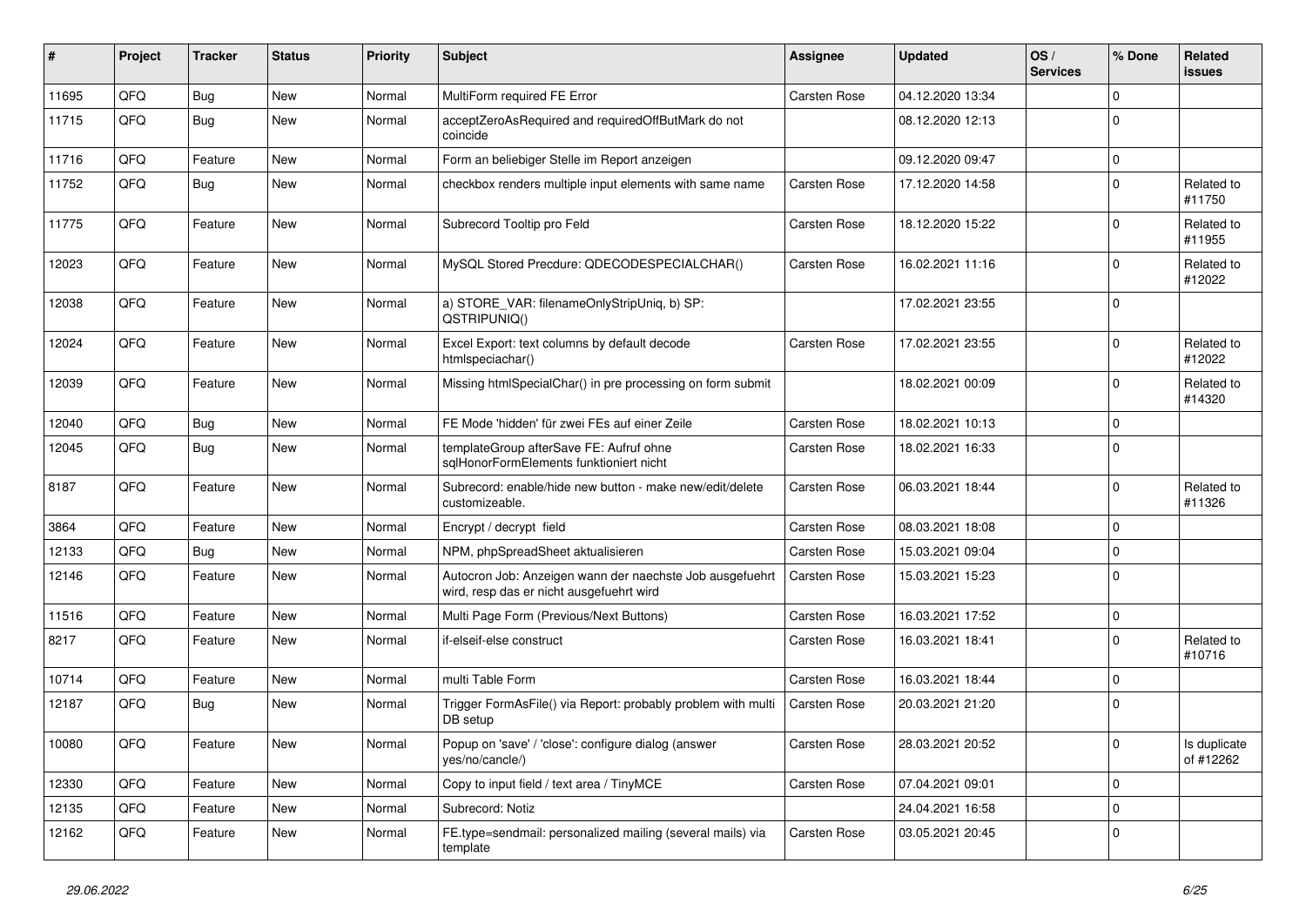| # | Project | Tracker | Status | Priority | Subject | Assignee | Updated | OS / Services | % Done | Related issues |
|---|---|---|---|---|---|---|---|---|---|---|
| 11695 | QFQ | Bug | New | Normal | MultiForm required FE Error | Carsten Rose | 04.12.2020 13:34 | | 0 | |
| 11715 | QFQ | Bug | New | Normal | acceptZeroAsRequired and requiredOffButMark do not coincide | | 08.12.2020 12:13 | | 0 | |
| 11716 | QFQ | Feature | New | Normal | Form an beliebiger Stelle im Report anzeigen | | 09.12.2020 09:47 | | 0 | |
| 11752 | QFQ | Bug | New | Normal | checkbox renders multiple input elements with same name | Carsten Rose | 17.12.2020 14:58 | | 0 | Related to #11750 |
| 11775 | QFQ | Feature | New | Normal | Subrecord Tooltip pro Feld | Carsten Rose | 18.12.2020 15:22 | | 0 | Related to #11955 |
| 12023 | QFQ | Feature | New | Normal | MySQL Stored Precdure: QDECODESPECIALCHAR() | Carsten Rose | 16.02.2021 11:16 | | 0 | Related to #12022 |
| 12038 | QFQ | Feature | New | Normal | a) STORE_VAR: filenameOnlyStripUniq, b) SP: QSTRIPUNIQ() | | 17.02.2021 23:55 | | 0 | |
| 12024 | QFQ | Feature | New | Normal | Excel Export: text columns by default decode htmlspeciachar() | Carsten Rose | 17.02.2021 23:55 | | 0 | Related to #12022 |
| 12039 | QFQ | Feature | New | Normal | Missing htmlSpecialChar() in pre processing on form submit | | 18.02.2021 00:09 | | 0 | Related to #14320 |
| 12040 | QFQ | Bug | New | Normal | FE Mode 'hidden' für zwei FEs auf einer Zeile | Carsten Rose | 18.02.2021 10:13 | | 0 | |
| 12045 | QFQ | Bug | New | Normal | templateGroup afterSave FE: Aufruf ohne sqlHonorFormElements funktioniert nicht | Carsten Rose | 18.02.2021 16:33 | | 0 | |
| 8187 | QFQ | Feature | New | Normal | Subrecord: enable/hide new button - make new/edit/delete customizeable. | Carsten Rose | 06.03.2021 18:44 | | 0 | Related to #11326 |
| 3864 | QFQ | Feature | New | Normal | Encrypt / decrypt field | Carsten Rose | 08.03.2021 18:08 | | 0 | |
| 12133 | QFQ | Bug | New | Normal | NPM, phpSpreadSheet aktualisieren | Carsten Rose | 15.03.2021 09:04 | | 0 | |
| 12146 | QFQ | Feature | New | Normal | Autocron Job: Anzeigen wann der naechste Job ausgefuehrt wird, resp das er nicht ausgefuehrt wird | Carsten Rose | 15.03.2021 15:23 | | 0 | |
| 11516 | QFQ | Feature | New | Normal | Multi Page Form (Previous/Next Buttons) | Carsten Rose | 16.03.2021 17:52 | | 0 | |
| 8217 | QFQ | Feature | New | Normal | if-elseif-else construct | Carsten Rose | 16.03.2021 18:41 | | 0 | Related to #10716 |
| 10714 | QFQ | Feature | New | Normal | multi Table Form | Carsten Rose | 16.03.2021 18:44 | | 0 | |
| 12187 | QFQ | Bug | New | Normal | Trigger FormAsFile() via Report: probably problem with multi DB setup | Carsten Rose | 20.03.2021 21:20 | | 0 | |
| 10080 | QFQ | Feature | New | Normal | Popup on 'save' / 'close': configure dialog (answer yes/no/cancle/) | Carsten Rose | 28.03.2021 20:52 | | 0 | Is duplicate of #12262 |
| 12330 | QFQ | Feature | New | Normal | Copy to input field / text area / TinyMCE | Carsten Rose | 07.04.2021 09:01 | | 0 | |
| 12135 | QFQ | Feature | New | Normal | Subrecord: Notiz | | 24.04.2021 16:58 | | 0 | |
| 12162 | QFQ | Feature | New | Normal | FE.type=sendmail: personalized mailing (several mails) via template | Carsten Rose | 03.05.2021 20:45 | | 0 | |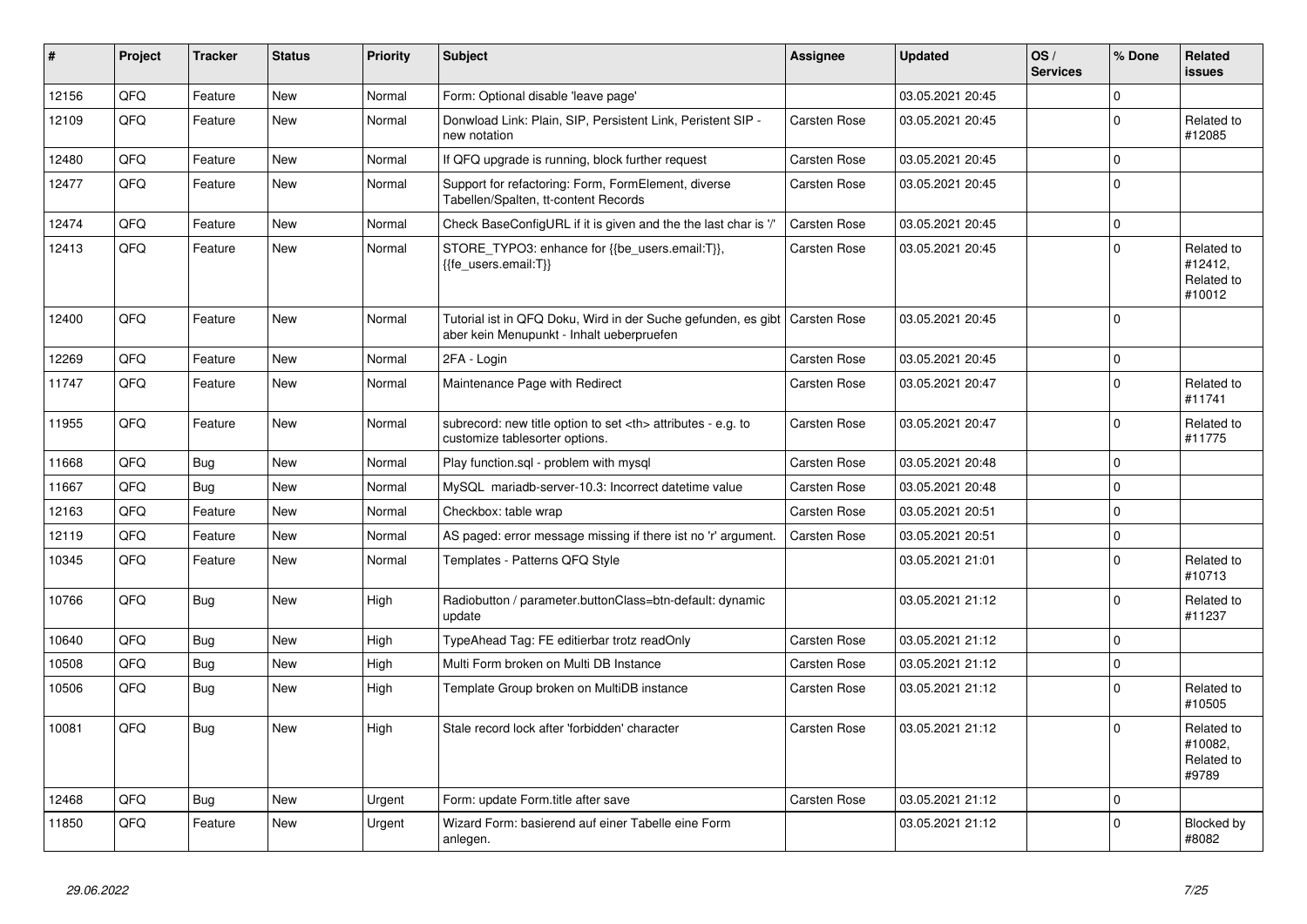| # | Project | Tracker | Status | Priority | Subject | Assignee | Updated | OS / Services | % Done | Related issues |
|---|---|---|---|---|---|---|---|---|---|---|
| 12156 | QFQ | Feature | New | Normal | Form: Optional disable 'leave page' | | 03.05.2021 20:45 | | 0 | |
| 12109 | QFQ | Feature | New | Normal | Donwload Link: Plain, SIP, Persistent Link, Peristent SIP - new notation | Carsten Rose | 03.05.2021 20:45 | | 0 | Related to #12085 |
| 12480 | QFQ | Feature | New | Normal | If QFQ upgrade is running, block further request | Carsten Rose | 03.05.2021 20:45 | | 0 | |
| 12477 | QFQ | Feature | New | Normal | Support for refactoring: Form, FormElement, diverse Tabellen/Spalten, tt-content Records | Carsten Rose | 03.05.2021 20:45 | | 0 | |
| 12474 | QFQ | Feature | New | Normal | Check BaseConfigURL if it is given and the the last char is '/' | Carsten Rose | 03.05.2021 20:45 | | 0 | |
| 12413 | QFQ | Feature | New | Normal | STORE_TYPO3: enhance for {{be_users.email:T}}, {{fe_users.email:T}} | Carsten Rose | 03.05.2021 20:45 | | 0 | Related to #12412, Related to #10012 |
| 12400 | QFQ | Feature | New | Normal | Tutorial ist in QFQ Doku, Wird in der Suche gefunden, es gibt aber kein Menupunkt - Inhalt ueberpruefen | Carsten Rose | 03.05.2021 20:45 | | 0 | |
| 12269 | QFQ | Feature | New | Normal | 2FA - Login | Carsten Rose | 03.05.2021 20:45 | | 0 | |
| 11747 | QFQ | Feature | New | Normal | Maintenance Page with Redirect | Carsten Rose | 03.05.2021 20:47 | | 0 | Related to #11741 |
| 11955 | QFQ | Feature | New | Normal | subrecord: new title option to set <th> attributes - e.g. to customize tablesorter options. | Carsten Rose | 03.05.2021 20:47 | | 0 | Related to #11775 |
| 11668 | QFQ | Bug | New | Normal | Play function.sql - problem with mysql | Carsten Rose | 03.05.2021 20:48 | | 0 | |
| 11667 | QFQ | Bug | New | Normal | MySQL mariadb-server-10.3: Incorrect datetime value | Carsten Rose | 03.05.2021 20:48 | | 0 | |
| 12163 | QFQ | Feature | New | Normal | Checkbox: table wrap | Carsten Rose | 03.05.2021 20:51 | | 0 | |
| 12119 | QFQ | Feature | New | Normal | AS paged: error message missing if there ist no 'r' argument. | Carsten Rose | 03.05.2021 20:51 | | 0 | |
| 10345 | QFQ | Feature | New | Normal | Templates - Patterns QFQ Style | | 03.05.2021 21:01 | | 0 | Related to #10713 |
| 10766 | QFQ | Bug | New | High | Radiobutton / parameter.buttonClass=btn-default: dynamic update | | 03.05.2021 21:12 | | 0 | Related to #11237 |
| 10640 | QFQ | Bug | New | High | TypeAhead Tag: FE editierbar trotz readOnly | Carsten Rose | 03.05.2021 21:12 | | 0 | |
| 10508 | QFQ | Bug | New | High | Multi Form broken on Multi DB Instance | Carsten Rose | 03.05.2021 21:12 | | 0 | |
| 10506 | QFQ | Bug | New | High | Template Group broken on MultiDB instance | Carsten Rose | 03.05.2021 21:12 | | 0 | Related to #10505 |
| 10081 | QFQ | Bug | New | High | Stale record lock after 'forbidden' character | Carsten Rose | 03.05.2021 21:12 | | 0 | Related to #10082, Related to #9789 |
| 12468 | QFQ | Bug | New | Urgent | Form: update Form.title after save | Carsten Rose | 03.05.2021 21:12 | | 0 | |
| 11850 | QFQ | Feature | New | Urgent | Wizard Form: basierend auf einer Tabelle eine Form anlegen. | | 03.05.2021 21:12 | | 0 | Blocked by #8082 |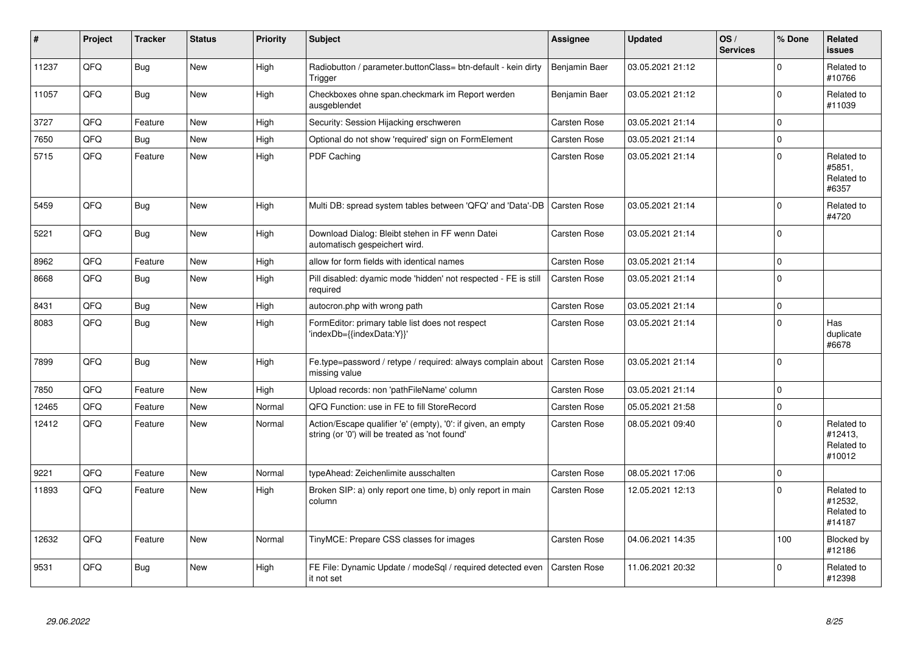| # | Project | Tracker | Status | Priority | Subject | Assignee | Updated | OS / Services | % Done | Related issues |
|---|---|---|---|---|---|---|---|---|---|---|
| 11237 | QFQ | Bug | New | High | Radiobutton / parameter.buttonClass= btn-default - kein dirty Trigger | Benjamin Baer | 03.05.2021 21:12 | | 0 | Related to #10766 |
| 11057 | QFQ | Bug | New | High | Checkboxes ohne span.checkmark im Report werden ausgeblendet | Benjamin Baer | 03.05.2021 21:12 | | 0 | Related to #11039 |
| 3727 | QFQ | Feature | New | High | Security: Session Hijacking erschweren | Carsten Rose | 03.05.2021 21:14 | | 0 | |
| 7650 | QFQ | Bug | New | High | Optional do not show 'required' sign on FormElement | Carsten Rose | 03.05.2021 21:14 | | 0 | |
| 5715 | QFQ | Feature | New | High | PDF Caching | Carsten Rose | 03.05.2021 21:14 | | 0 | Related to #5851, Related to #6357 |
| 5459 | QFQ | Bug | New | High | Multi DB: spread system tables between 'QFQ' and 'Data'-DB | Carsten Rose | 03.05.2021 21:14 | | 0 | Related to #4720 |
| 5221 | QFQ | Bug | New | High | Download Dialog: Bleibt stehen in FF wenn Datei automatisch gespeichert wird. | Carsten Rose | 03.05.2021 21:14 | | 0 | |
| 8962 | QFQ | Feature | New | High | allow for form fields with identical names | Carsten Rose | 03.05.2021 21:14 | | 0 | |
| 8668 | QFQ | Bug | New | High | Pill disabled: dyamic mode 'hidden' not respected - FE is still required | Carsten Rose | 03.05.2021 21:14 | | 0 | |
| 8431 | QFQ | Bug | New | High | autocron.php with wrong path | Carsten Rose | 03.05.2021 21:14 | | 0 | |
| 8083 | QFQ | Bug | New | High | FormEditor: primary table list does not respect 'indexDb={{indexData:Y}}' | Carsten Rose | 03.05.2021 21:14 | | 0 | Has duplicate #6678 |
| 7899 | QFQ | Bug | New | High | Fe.type=password / retype / required: always complain about missing value | Carsten Rose | 03.05.2021 21:14 | | 0 | |
| 7850 | QFQ | Feature | New | High | Upload records: non 'pathFileName' column | Carsten Rose | 03.05.2021 21:14 | | 0 | |
| 12465 | QFQ | Feature | New | Normal | QFQ Function: use in FE to fill StoreRecord | Carsten Rose | 05.05.2021 21:58 | | 0 | |
| 12412 | QFQ | Feature | New | Normal | Action/Escape qualifier 'e' (empty), '0': if given, an empty string (or '0') will be treated as 'not found' | Carsten Rose | 08.05.2021 09:40 | | 0 | Related to #12413, Related to #10012 |
| 9221 | QFQ | Feature | New | Normal | typeAhead: Zeichenlimite ausschalten | Carsten Rose | 08.05.2021 17:06 | | 0 | |
| 11893 | QFQ | Feature | New | High | Broken SIP: a) only report one time, b) only report in main column | Carsten Rose | 12.05.2021 12:13 | | 0 | Related to #12532, Related to #14187 |
| 12632 | QFQ | Feature | New | Normal | TinyMCE: Prepare CSS classes for images | Carsten Rose | 04.06.2021 14:35 | | 100 | Blocked by #12186 |
| 9531 | QFQ | Bug | New | High | FE File: Dynamic Update / modeSql / required detected even it not set | Carsten Rose | 11.06.2021 20:32 | | 0 | Related to #12398 |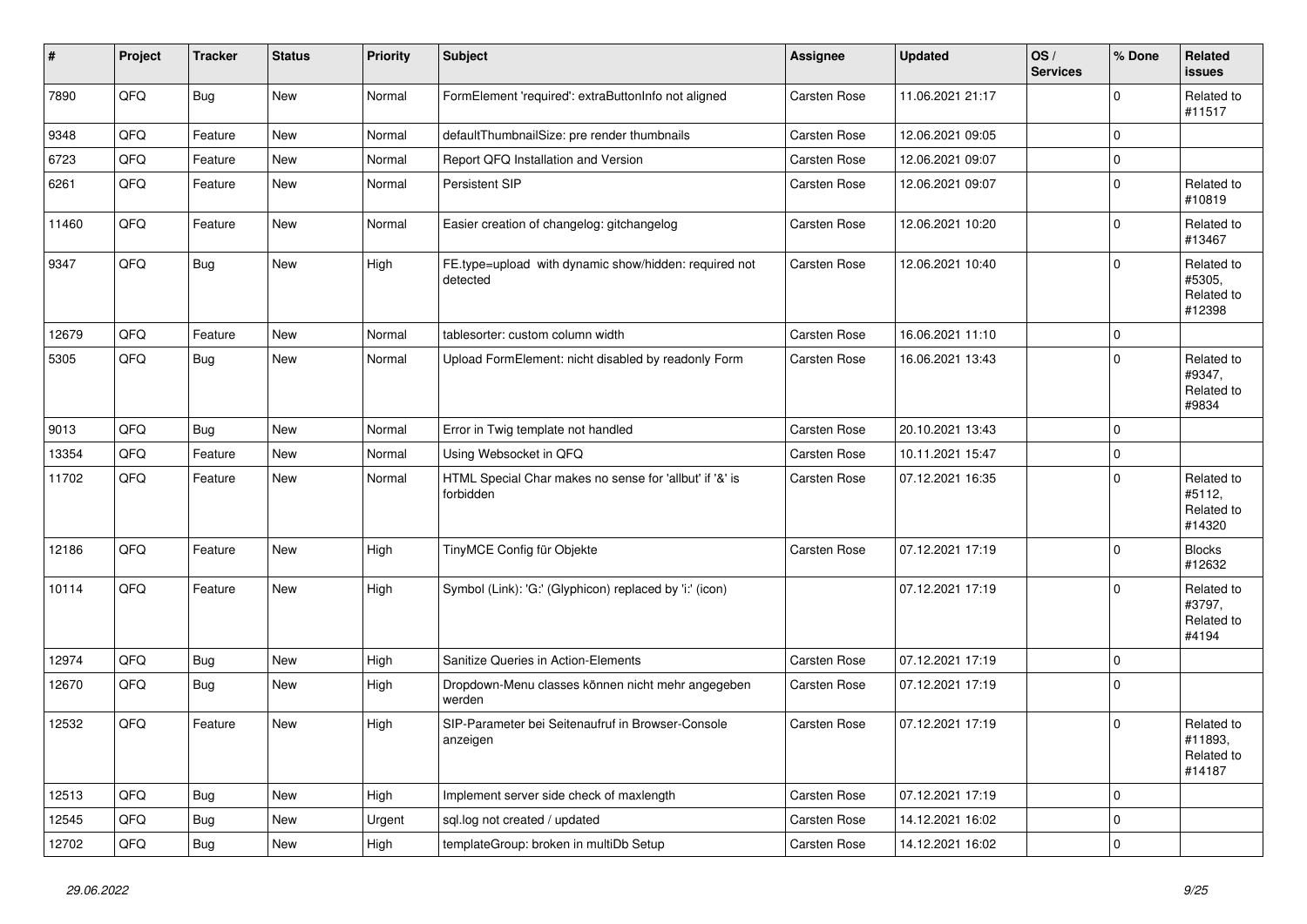| # | Project | Tracker | Status | Priority | Subject | Assignee | Updated | OS / Services | % Done | Related issues |
|---|---|---|---|---|---|---|---|---|---|---|
| 7890 | QFQ | Bug | New | Normal | FormElement 'required': extraButtonInfo not aligned | Carsten Rose | 11.06.2021 21:17 | | 0 | Related to #11517 |
| 9348 | QFQ | Feature | New | Normal | defaultThumbnailSize: pre render thumbnails | Carsten Rose | 12.06.2021 09:05 | | 0 | |
| 6723 | QFQ | Feature | New | Normal | Report QFQ Installation and Version | Carsten Rose | 12.06.2021 09:07 | | 0 | |
| 6261 | QFQ | Feature | New | Normal | Persistent SIP | Carsten Rose | 12.06.2021 09:07 | | 0 | Related to #10819 |
| 11460 | QFQ | Feature | New | Normal | Easier creation of changelog: gitchangelog | Carsten Rose | 12.06.2021 10:20 | | 0 | Related to #13467 |
| 9347 | QFQ | Bug | New | High | FE.type=upload with dynamic show/hidden: required not detected | Carsten Rose | 12.06.2021 10:40 | | 0 | Related to #5305, Related to #12398 |
| 12679 | QFQ | Feature | New | Normal | tablesorter: custom column width | Carsten Rose | 16.06.2021 11:10 | | 0 | |
| 5305 | QFQ | Bug | New | Normal | Upload FormElement: nicht disabled by readonly Form | Carsten Rose | 16.06.2021 13:43 | | 0 | Related to #9347, Related to #9834 |
| 9013 | QFQ | Bug | New | Normal | Error in Twig template not handled | Carsten Rose | 20.10.2021 13:43 | | 0 | |
| 13354 | QFQ | Feature | New | Normal | Using Websocket in QFQ | Carsten Rose | 10.11.2021 15:47 | | 0 | |
| 11702 | QFQ | Feature | New | Normal | HTML Special Char makes no sense for 'allbut' if '&' is forbidden | Carsten Rose | 07.12.2021 16:35 | | 0 | Related to #5112, Related to #14320 |
| 12186 | QFQ | Feature | New | High | TinyMCE Config für Objekte | Carsten Rose | 07.12.2021 17:19 | | 0 | Blocks #12632 |
| 10114 | QFQ | Feature | New | High | Symbol (Link): 'G:' (Glyphicon) replaced by 'i:' (icon) | | 07.12.2021 17:19 | | 0 | Related to #3797, Related to #4194 |
| 12974 | QFQ | Bug | New | High | Sanitize Queries in Action-Elements | Carsten Rose | 07.12.2021 17:19 | | 0 | |
| 12670 | QFQ | Bug | New | High | Dropdown-Menu classes können nicht mehr angegeben werden | Carsten Rose | 07.12.2021 17:19 | | 0 | |
| 12532 | QFQ | Feature | New | High | SIP-Parameter bei Seitenaufruf in Browser-Console anzeigen | Carsten Rose | 07.12.2021 17:19 | | 0 | Related to #11893, Related to #14187 |
| 12513 | QFQ | Bug | New | High | Implement server side check of maxlength | Carsten Rose | 07.12.2021 17:19 | | 0 | |
| 12545 | QFQ | Bug | New | Urgent | sql.log not created / updated | Carsten Rose | 14.12.2021 16:02 | | 0 | |
| 12702 | QFQ | Bug | New | High | templateGroup: broken in multiDb Setup | Carsten Rose | 14.12.2021 16:02 | | 0 | |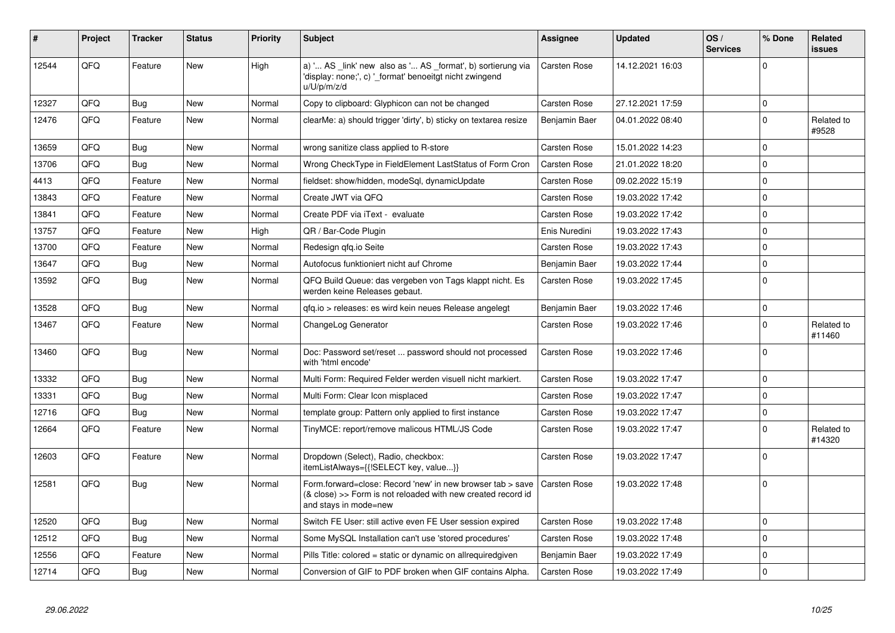| # | Project | Tracker | Status | Priority | Subject | Assignee | Updated | OS / Services | % Done | Related issues |
|---|---|---|---|---|---|---|---|---|---|---|
| 12544 | QFQ | Feature | New | High | a) '... AS _link' new also as '... AS _format', b) sortierung via 'display: none;', c) '_format' benoeitgt nicht zwingend u/U/p/m/z/d | Carsten Rose | 14.12.2021 16:03 | | 0 | |
| 12327 | QFQ | Bug | New | Normal | Copy to clipboard: Glyphicon can not be changed | Carsten Rose | 27.12.2021 17:59 | | 0 | |
| 12476 | QFQ | Feature | New | Normal | clearMe: a) should trigger 'dirty', b) sticky on textarea resize | Benjamin Baer | 04.01.2022 08:40 | | 0 | Related to #9528 |
| 13659 | QFQ | Bug | New | Normal | wrong sanitize class applied to R-store | Carsten Rose | 15.01.2022 14:23 | | 0 | |
| 13706 | QFQ | Bug | New | Normal | Wrong CheckType in FieldElement LastStatus of Form Cron | Carsten Rose | 21.01.2022 18:20 | | 0 | |
| 4413 | QFQ | Feature | New | Normal | fieldset: show/hidden, modeSql, dynamicUpdate | Carsten Rose | 09.02.2022 15:19 | | 0 | |
| 13843 | QFQ | Feature | New | Normal | Create JWT via QFQ | Carsten Rose | 19.03.2022 17:42 | | 0 | |
| 13841 | QFQ | Feature | New | Normal | Create PDF via iText - evaluate | Carsten Rose | 19.03.2022 17:42 | | 0 | |
| 13757 | QFQ | Feature | New | High | QR / Bar-Code Plugin | Enis Nuredini | 19.03.2022 17:43 | | 0 | |
| 13700 | QFQ | Feature | New | Normal | Redesign qfq.io Seite | Carsten Rose | 19.03.2022 17:43 | | 0 | |
| 13647 | QFQ | Bug | New | Normal | Autofocus funktioniert nicht auf Chrome | Benjamin Baer | 19.03.2022 17:44 | | 0 | |
| 13592 | QFQ | Bug | New | Normal | QFQ Build Queue: das vergeben von Tags klappt nicht. Es werden keine Releases gebaut. | Carsten Rose | 19.03.2022 17:45 | | 0 | |
| 13528 | QFQ | Bug | New | Normal | qfq.io > releases: es wird kein neues Release angelegt | Benjamin Baer | 19.03.2022 17:46 | | 0 | |
| 13467 | QFQ | Feature | New | Normal | ChangeLog Generator | Carsten Rose | 19.03.2022 17:46 | | 0 | Related to #11460 |
| 13460 | QFQ | Bug | New | Normal | Doc: Password set/reset ... password should not processed with 'html encode' | Carsten Rose | 19.03.2022 17:46 | | 0 | |
| 13332 | QFQ | Bug | New | Normal | Multi Form: Required Felder werden visuell nicht markiert. | Carsten Rose | 19.03.2022 17:47 | | 0 | |
| 13331 | QFQ | Bug | New | Normal | Multi Form: Clear Icon misplaced | Carsten Rose | 19.03.2022 17:47 | | 0 | |
| 12716 | QFQ | Bug | New | Normal | template group: Pattern only applied to first instance | Carsten Rose | 19.03.2022 17:47 | | 0 | |
| 12664 | QFQ | Feature | New | Normal | TinyMCE: report/remove malicous HTML/JS Code | Carsten Rose | 19.03.2022 17:47 | | 0 | Related to #14320 |
| 12603 | QFQ | Feature | New | Normal | Dropdown (Select), Radio, checkbox: itemListAlways={{!SELECT key, value...}} | Carsten Rose | 19.03.2022 17:47 | | 0 | |
| 12581 | QFQ | Bug | New | Normal | Form.forward=close: Record 'new' in new browser tab > save (& close) >> Form is not reloaded with new created record id and stays in mode=new | Carsten Rose | 19.03.2022 17:48 | | 0 | |
| 12520 | QFQ | Bug | New | Normal | Switch FE User: still active even FE User session expired | Carsten Rose | 19.03.2022 17:48 | | 0 | |
| 12512 | QFQ | Bug | New | Normal | Some MySQL Installation can't use 'stored procedures' | Carsten Rose | 19.03.2022 17:48 | | 0 | |
| 12556 | QFQ | Feature | New | Normal | Pills Title: colored = static or dynamic on allrequiredgiven | Benjamin Baer | 19.03.2022 17:49 | | 0 | |
| 12714 | QFQ | Bug | New | Normal | Conversion of GIF to PDF broken when GIF contains Alpha. | Carsten Rose | 19.03.2022 17:49 | | 0 | |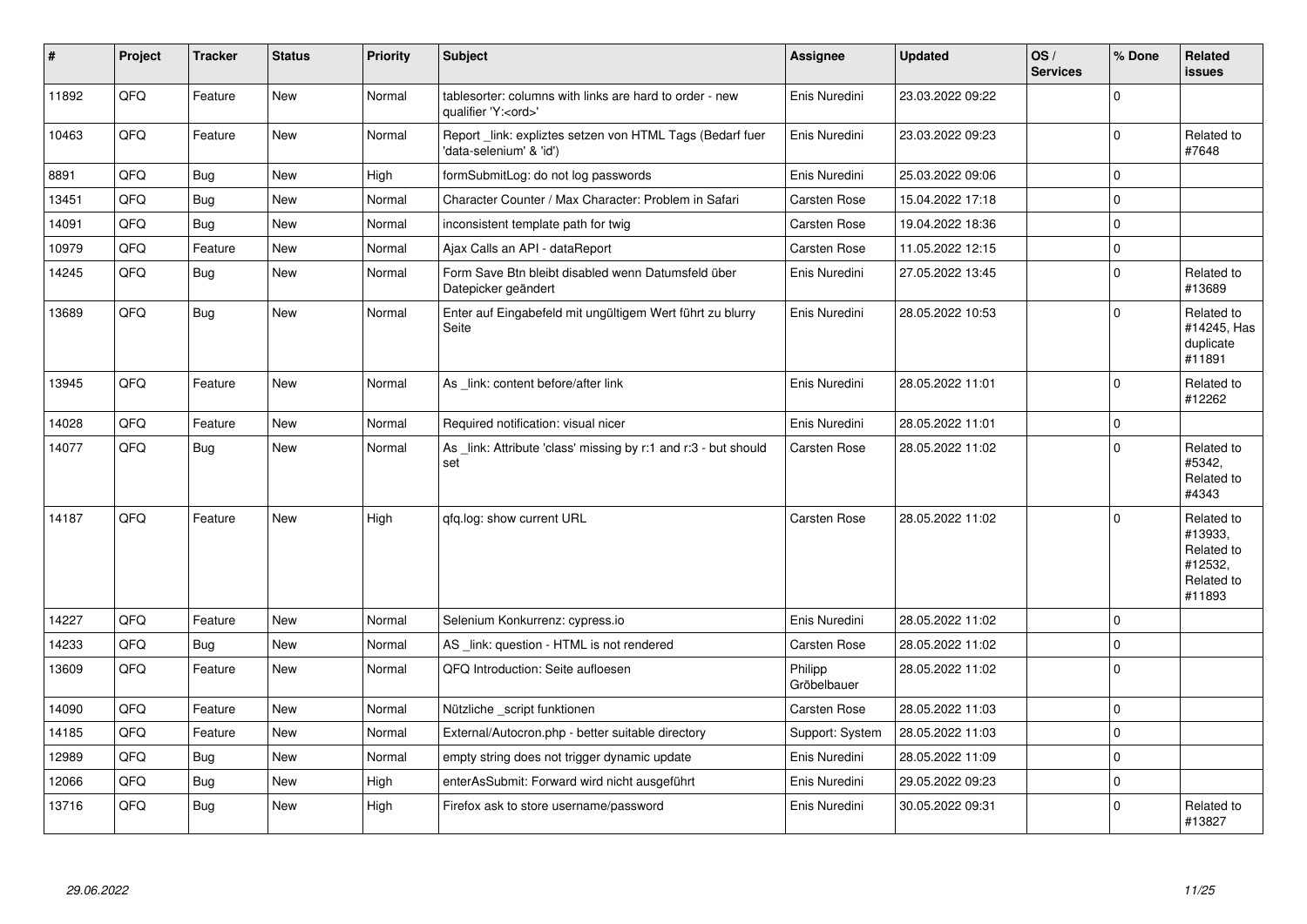| # | Project | Tracker | Status | Priority | Subject | Assignee | Updated | OS / Services | % Done | Related issues |
|---|---|---|---|---|---|---|---|---|---|---|
| 11892 | QFQ | Feature | New | Normal | tablesorter: columns with links are hard to order - new qualifier 'Y:<ord>' | Enis Nuredini | 23.03.2022 09:22 | | 0 | |
| 10463 | QFQ | Feature | New | Normal | Report _link: expliztes setzen von HTML Tags (Bedarf fuer 'data-selenium' & 'id') | Enis Nuredini | 23.03.2022 09:23 | | 0 | Related to #7648 |
| 8891 | QFQ | Bug | New | High | formSubmitLog: do not log passwords | Enis Nuredini | 25.03.2022 09:06 | | 0 | |
| 13451 | QFQ | Bug | New | Normal | Character Counter / Max Character: Problem in Safari | Carsten Rose | 15.04.2022 17:18 | | 0 | |
| 14091 | QFQ | Bug | New | Normal | inconsistent template path for twig | Carsten Rose | 19.04.2022 18:36 | | 0 | |
| 10979 | QFQ | Feature | New | Normal | Ajax Calls an API - dataReport | Carsten Rose | 11.05.2022 12:15 | | 0 | |
| 14245 | QFQ | Bug | New | Normal | Form Save Btn bleibt disabled wenn Datumsfeld über Datepicker geändert | Enis Nuredini | 27.05.2022 13:45 | | 0 | Related to #13689 |
| 13689 | QFQ | Bug | New | Normal | Enter auf Eingabefeld mit ungültigem Wert führt zu blurry Seite | Enis Nuredini | 28.05.2022 10:53 | | 0 | Related to #14245, Has duplicate #11891 |
| 13945 | QFQ | Feature | New | Normal | As _link: content before/after link | Enis Nuredini | 28.05.2022 11:01 | | 0 | Related to #12262 |
| 14028 | QFQ | Feature | New | Normal | Required notification: visual nicer | Enis Nuredini | 28.05.2022 11:01 | | 0 | |
| 14077 | QFQ | Bug | New | Normal | As _link: Attribute 'class' missing by r:1 and r:3 - but should set | Carsten Rose | 28.05.2022 11:02 | | 0 | Related to #5342, Related to #4343 |
| 14187 | QFQ | Feature | New | High | qfq.log: show current URL | Carsten Rose | 28.05.2022 11:02 | | 0 | Related to #13933, Related to #12532, Related to #11893 |
| 14227 | QFQ | Feature | New | Normal | Selenium Konkurrenz: cypress.io | Enis Nuredini | 28.05.2022 11:02 | | 0 | |
| 14233 | QFQ | Bug | New | Normal | AS _link: question - HTML is not rendered | Carsten Rose | 28.05.2022 11:02 | | 0 | |
| 13609 | QFQ | Feature | New | Normal | QFQ Introduction: Seite aufloesen | Philipp Gröbelbauer | 28.05.2022 11:02 | | 0 | |
| 14090 | QFQ | Feature | New | Normal | Nützliche _script funktionen | Carsten Rose | 28.05.2022 11:03 | | 0 | |
| 14185 | QFQ | Feature | New | Normal | External/Autocron.php - better suitable directory | Support: System | 28.05.2022 11:03 | | 0 | |
| 12989 | QFQ | Bug | New | Normal | empty string does not trigger dynamic update | Enis Nuredini | 28.05.2022 11:09 | | 0 | |
| 12066 | QFQ | Bug | New | High | enterAsSubmit: Forward wird nicht ausgeführt | Enis Nuredini | 29.05.2022 09:23 | | 0 | |
| 13716 | QFQ | Bug | New | High | Firefox ask to store username/password | Enis Nuredini | 30.05.2022 09:31 | | 0 | Related to #13827 |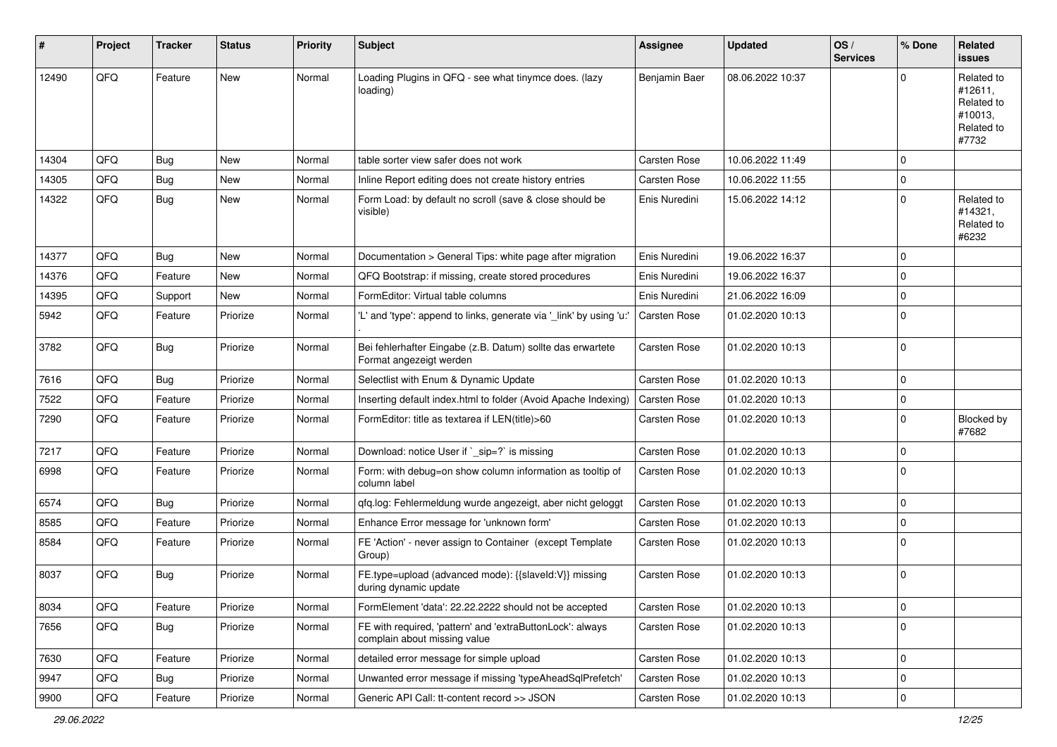| # | Project | Tracker | Status | Priority | Subject | Assignee | Updated | OS / Services | % Done | Related issues |
|---|---|---|---|---|---|---|---|---|---|---|
| 12490 | QFQ | Feature | New | Normal | Loading Plugins in QFQ - see what tinymce does. (lazy loading) | Benjamin Baer | 08.06.2022 10:37 | | 0 | Related to #12611, Related to #10013, Related to #7732 |
| 14304 | QFQ | Bug | New | Normal | table sorter view safer does not work | Carsten Rose | 10.06.2022 11:49 | | 0 | |
| 14305 | QFQ | Bug | New | Normal | Inline Report editing does not create history entries | Carsten Rose | 10.06.2022 11:55 | | 0 | |
| 14322 | QFQ | Bug | New | Normal | Form Load: by default no scroll (save & close should be visible) | Enis Nuredini | 15.06.2022 14:12 | | 0 | Related to #14321, Related to #6232 |
| 14377 | QFQ | Bug | New | Normal | Documentation > General Tips: white page after migration | Enis Nuredini | 19.06.2022 16:37 | | 0 | |
| 14376 | QFQ | Feature | New | Normal | QFQ Bootstrap: if missing, create stored procedures | Enis Nuredini | 19.06.2022 16:37 | | 0 | |
| 14395 | QFQ | Support | New | Normal | FormEditor: Virtual table columns | Enis Nuredini | 21.06.2022 16:09 | | 0 | |
| 5942 | QFQ | Feature | Priorize | Normal | 'L' and 'type': append to links, generate via '_link' by using 'u:' . | Carsten Rose | 01.02.2020 10:13 | | 0 | |
| 3782 | QFQ | Bug | Priorize | Normal | Bei fehlerhafter Eingabe (z.B. Datum) sollte das erwartete Format angezeigt werden | Carsten Rose | 01.02.2020 10:13 | | 0 | |
| 7616 | QFQ | Bug | Priorize | Normal | Selectlist with Enum & Dynamic Update | Carsten Rose | 01.02.2020 10:13 | | 0 | |
| 7522 | QFQ | Feature | Priorize | Normal | Inserting default index.html to folder (Avoid Apache Indexing) | Carsten Rose | 01.02.2020 10:13 | | 0 | |
| 7290 | QFQ | Feature | Priorize | Normal | FormEditor: title as textarea if LEN(title)>60 | Carsten Rose | 01.02.2020 10:13 | | 0 | Blocked by #7682 |
| 7217 | QFQ | Feature | Priorize | Normal | Download: notice User if `_sip=?` is missing | Carsten Rose | 01.02.2020 10:13 | | 0 | |
| 6998 | QFQ | Feature | Priorize | Normal | Form: with debug=on show column information as tooltip of column label | Carsten Rose | 01.02.2020 10:13 | | 0 | |
| 6574 | QFQ | Bug | Priorize | Normal | qfq.log: Fehlermeldung wurde angezeigt, aber nicht geloggt | Carsten Rose | 01.02.2020 10:13 | | 0 | |
| 8585 | QFQ | Feature | Priorize | Normal | Enhance Error message for 'unknown form' | Carsten Rose | 01.02.2020 10:13 | | 0 | |
| 8584 | QFQ | Feature | Priorize | Normal | FE 'Action' - never assign to Container (except Template Group) | Carsten Rose | 01.02.2020 10:13 | | 0 | |
| 8037 | QFQ | Bug | Priorize | Normal | FE.type=upload (advanced mode): {{slaveId:V}} missing during dynamic update | Carsten Rose | 01.02.2020 10:13 | | 0 | |
| 8034 | QFQ | Feature | Priorize | Normal | FormElement 'data': 22.22.2222 should not be accepted | Carsten Rose | 01.02.2020 10:13 | | 0 | |
| 7656 | QFQ | Bug | Priorize | Normal | FE with required, 'pattern' and 'extraButtonLock': always complain about missing value | Carsten Rose | 01.02.2020 10:13 | | 0 | |
| 7630 | QFQ | Feature | Priorize | Normal | detailed error message for simple upload | Carsten Rose | 01.02.2020 10:13 | | 0 | |
| 9947 | QFQ | Bug | Priorize | Normal | Unwanted error message if missing 'typeAheadSqlPrefetch' | Carsten Rose | 01.02.2020 10:13 | | 0 | |
| 9900 | QFQ | Feature | Priorize | Normal | Generic API Call: tt-content record >> JSON | Carsten Rose | 01.02.2020 10:13 | | 0 | |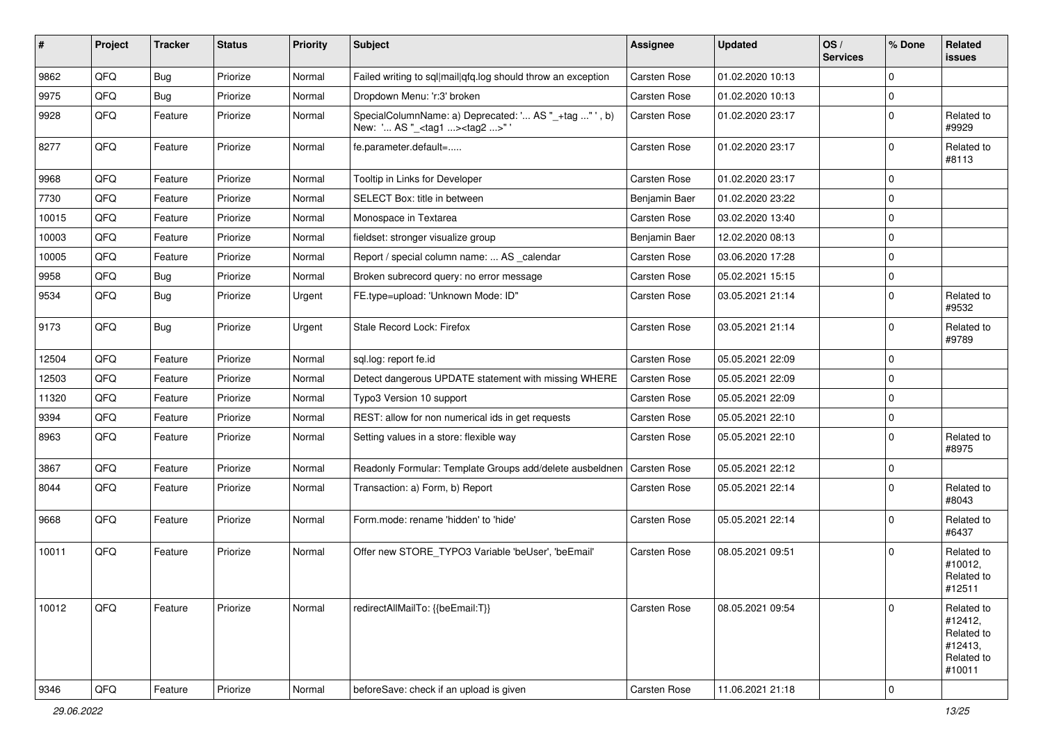| # | Project | Tracker | Status | Priority | Subject | Assignee | Updated | OS / Services | % Done | Related issues |
|---|---|---|---|---|---|---|---|---|---|---|
| 9862 | QFQ | Bug | Priorize | Normal | Failed writing to sql\|mail\|qfq.log should throw an exception | Carsten Rose | 01.02.2020 10:13 | | 0 | |
| 9975 | QFQ | Bug | Priorize | Normal | Dropdown Menu: 'r:3' broken | Carsten Rose | 01.02.2020 10:13 | | 0 | |
| 9928 | QFQ | Feature | Priorize | Normal | SpecialColumnName: a) Deprecated: '... AS "_+tag ..." ', b) New: '... AS "_<tag1 ...><tag2 ...>" ' | Carsten Rose | 01.02.2020 23:17 | | 0 | Related to #9929 |
| 8277 | QFQ | Feature | Priorize | Normal | fe.parameter.default=..... | Carsten Rose | 01.02.2020 23:17 | | 0 | Related to #8113 |
| 9968 | QFQ | Feature | Priorize | Normal | Tooltip in Links for Developer | Carsten Rose | 01.02.2020 23:17 | | 0 | |
| 7730 | QFQ | Feature | Priorize | Normal | SELECT Box: title in between | Benjamin Baer | 01.02.2020 23:22 | | 0 | |
| 10015 | QFQ | Feature | Priorize | Normal | Monospace in Textarea | Carsten Rose | 03.02.2020 13:40 | | 0 | |
| 10003 | QFQ | Feature | Priorize | Normal | fieldset: stronger visualize group | Benjamin Baer | 12.02.2020 08:13 | | 0 | |
| 10005 | QFQ | Feature | Priorize | Normal | Report / special column name: ... AS _calendar | Carsten Rose | 03.06.2020 17:28 | | 0 | |
| 9958 | QFQ | Bug | Priorize | Normal | Broken subrecord query: no error message | Carsten Rose | 05.02.2021 15:15 | | 0 | |
| 9534 | QFQ | Bug | Priorize | Urgent | FE.type=upload: 'Unknown Mode: ID" | Carsten Rose | 03.05.2021 21:14 | | 0 | Related to #9532 |
| 9173 | QFQ | Bug | Priorize | Urgent | Stale Record Lock: Firefox | Carsten Rose | 03.05.2021 21:14 | | 0 | Related to #9789 |
| 12504 | QFQ | Feature | Priorize | Normal | sql.log: report fe.id | Carsten Rose | 05.05.2021 22:09 | | 0 | |
| 12503 | QFQ | Feature | Priorize | Normal | Detect dangerous UPDATE statement with missing WHERE | Carsten Rose | 05.05.2021 22:09 | | 0 | |
| 11320 | QFQ | Feature | Priorize | Normal | Typo3 Version 10 support | Carsten Rose | 05.05.2021 22:09 | | 0 | |
| 9394 | QFQ | Feature | Priorize | Normal | REST: allow for non numerical ids in get requests | Carsten Rose | 05.05.2021 22:10 | | 0 | |
| 8963 | QFQ | Feature | Priorize | Normal | Setting values in a store: flexible way | Carsten Rose | 05.05.2021 22:10 | | 0 | Related to #8975 |
| 3867 | QFQ | Feature | Priorize | Normal | Readonly Formular: Template Groups add/delete ausbeldnen | Carsten Rose | 05.05.2021 22:12 | | 0 | |
| 8044 | QFQ | Feature | Priorize | Normal | Transaction: a) Form, b) Report | Carsten Rose | 05.05.2021 22:14 | | 0 | Related to #8043 |
| 9668 | QFQ | Feature | Priorize | Normal | Form.mode: rename 'hidden' to 'hide' | Carsten Rose | 05.05.2021 22:14 | | 0 | Related to #6437 |
| 10011 | QFQ | Feature | Priorize | Normal | Offer new STORE_TYPO3 Variable 'beUser', 'beEmail' | Carsten Rose | 08.05.2021 09:51 | | 0 | Related to #10012, Related to #12511 |
| 10012 | QFQ | Feature | Priorize | Normal | redirectAllMailTo: {{beEmail:T}} | Carsten Rose | 08.05.2021 09:54 | | 0 | Related to #12412, Related to #12413, Related to #10011 |
| 9346 | QFQ | Feature | Priorize | Normal | beforeSave: check if an upload is given | Carsten Rose | 11.06.2021 21:18 | | 0 | |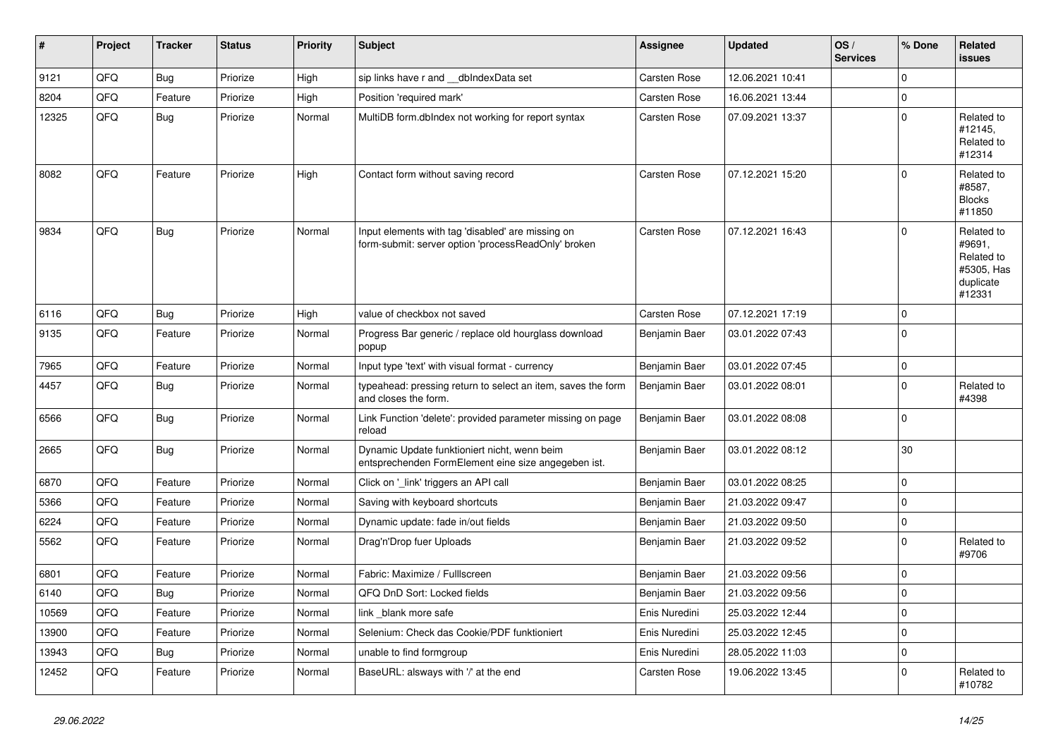| # | Project | Tracker | Status | Priority | Subject | Assignee | Updated | OS / Services | % Done | Related issues |
|---|---|---|---|---|---|---|---|---|---|---|
| 9121 | QFQ | Bug | Priorize | High | sip links have r and __dbIndexData set | Carsten Rose | 12.06.2021 10:41 | | 0 | |
| 8204 | QFQ | Feature | Priorize | High | Position 'required mark' | Carsten Rose | 16.06.2021 13:44 | | 0 | |
| 12325 | QFQ | Bug | Priorize | Normal | MultiDB form.dbIndex not working for report syntax | Carsten Rose | 07.09.2021 13:37 | | 0 | Related to #12145, Related to #12314 |
| 8082 | QFQ | Feature | Priorize | High | Contact form without saving record | Carsten Rose | 07.12.2021 15:20 | | 0 | Related to #8587, Blocks #11850 |
| 9834 | QFQ | Bug | Priorize | Normal | Input elements with tag 'disabled' are missing on form-submit: server option 'processReadOnly' broken | Carsten Rose | 07.12.2021 16:43 | | 0 | Related to #9691, Related to #5305, Has duplicate #12331 |
| 6116 | QFQ | Bug | Priorize | High | value of checkbox not saved | Carsten Rose | 07.12.2021 17:19 | | 0 | |
| 9135 | QFQ | Feature | Priorize | Normal | Progress Bar generic / replace old hourglass download popup | Benjamin Baer | 03.01.2022 07:43 | | 0 | |
| 7965 | QFQ | Feature | Priorize | Normal | Input type 'text' with visual format - currency | Benjamin Baer | 03.01.2022 07:45 | | 0 | |
| 4457 | QFQ | Bug | Priorize | Normal | typeahead: pressing return to select an item, saves the form and closes the form. | Benjamin Baer | 03.01.2022 08:01 | | 0 | Related to #4398 |
| 6566 | QFQ | Bug | Priorize | Normal | Link Function 'delete': provided parameter missing on page reload | Benjamin Baer | 03.01.2022 08:08 | | 0 | |
| 2665 | QFQ | Bug | Priorize | Normal | Dynamic Update funktioniert nicht, wenn beim entsprechenden FormElement eine size angegeben ist. | Benjamin Baer | 03.01.2022 08:12 | | 30 | |
| 6870 | QFQ | Feature | Priorize | Normal | Click on '_link' triggers an API call | Benjamin Baer | 03.01.2022 08:25 | | 0 | |
| 5366 | QFQ | Feature | Priorize | Normal | Saving with keyboard shortcuts | Benjamin Baer | 21.03.2022 09:47 | | 0 | |
| 6224 | QFQ | Feature | Priorize | Normal | Dynamic update: fade in/out fields | Benjamin Baer | 21.03.2022 09:50 | | 0 | |
| 5562 | QFQ | Feature | Priorize | Normal | Drag'n'Drop fuer Uploads | Benjamin Baer | 21.03.2022 09:52 | | 0 | Related to #9706 |
| 6801 | QFQ | Feature | Priorize | Normal | Fabric: Maximize / FullIscreen | Benjamin Baer | 21.03.2022 09:56 | | 0 | |
| 6140 | QFQ | Bug | Priorize | Normal | QFQ DnD Sort: Locked fields | Benjamin Baer | 21.03.2022 09:56 | | 0 | |
| 10569 | QFQ | Feature | Priorize | Normal | link _blank more safe | Enis Nuredini | 25.03.2022 12:44 | | 0 | |
| 13900 | QFQ | Feature | Priorize | Normal | Selenium: Check das Cookie/PDF funktioniert | Enis Nuredini | 25.03.2022 12:45 | | 0 | |
| 13943 | QFQ | Bug | Priorize | Normal | unable to find formgroup | Enis Nuredini | 28.05.2022 11:03 | | 0 | |
| 12452 | QFQ | Feature | Priorize | Normal | BaseURL: alsways with '/' at the end | Carsten Rose | 19.06.2022 13:45 | | 0 | Related to #10782 |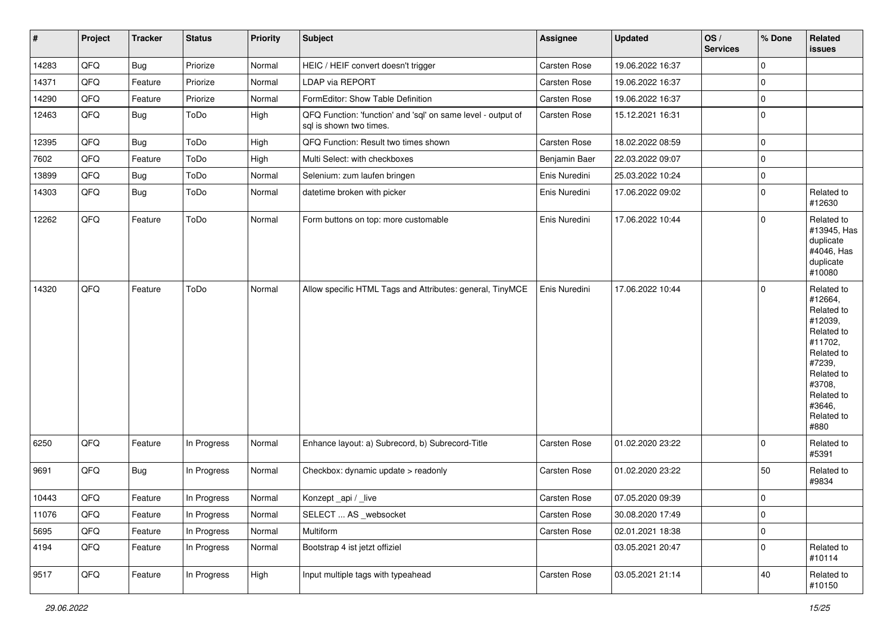| # | Project | Tracker | Status | Priority | Subject | Assignee | Updated | OS / Services | % Done | Related issues |
|---|---|---|---|---|---|---|---|---|---|---|
| 14283 | QFQ | Bug | Priorize | Normal | HEIC / HEIF convert doesn't trigger | Carsten Rose | 19.06.2022 16:37 | | 0 | |
| 14371 | QFQ | Feature | Priorize | Normal | LDAP via REPORT | Carsten Rose | 19.06.2022 16:37 | | 0 | |
| 14290 | QFQ | Feature | Priorize | Normal | FormEditor: Show Table Definition | Carsten Rose | 19.06.2022 16:37 | | 0 | |
| 12463 | QFQ | Bug | ToDo | High | QFQ Function: 'function' and 'sql' on same level - output of sql is shown two times. | Carsten Rose | 15.12.2021 16:31 | | 0 | |
| 12395 | QFQ | Bug | ToDo | High | QFQ Function: Result two times shown | Carsten Rose | 18.02.2022 08:59 | | 0 | |
| 7602 | QFQ | Feature | ToDo | High | Multi Select: with checkboxes | Benjamin Baer | 22.03.2022 09:07 | | 0 | |
| 13899 | QFQ | Bug | ToDo | Normal | Selenium: zum laufen bringen | Enis Nuredini | 25.03.2022 10:24 | | 0 | |
| 14303 | QFQ | Bug | ToDo | Normal | datetime broken with picker | Enis Nuredini | 17.06.2022 09:02 | | 0 | Related to #12630 |
| 12262 | QFQ | Feature | ToDo | Normal | Form buttons on top: more customable | Enis Nuredini | 17.06.2022 10:44 | | 0 | Related to #13945, Has duplicate #4046, Has duplicate #10080 |
| 14320 | QFQ | Feature | ToDo | Normal | Allow specific HTML Tags and Attributes: general, TinyMCE | Enis Nuredini | 17.06.2022 10:44 | | 0 | Related to #12664, Related to #12039, Related to #11702, Related to #7239, Related to #3708, Related to #3646, Related to #880 |
| 6250 | QFQ | Feature | In Progress | Normal | Enhance layout: a) Subrecord, b) Subrecord-Title | Carsten Rose | 01.02.2020 23:22 | | 0 | Related to #5391 |
| 9691 | QFQ | Bug | In Progress | Normal | Checkbox: dynamic update > readonly | Carsten Rose | 01.02.2020 23:22 | | 50 | Related to #9834 |
| 10443 | QFQ | Feature | In Progress | Normal | Konzept _api / _live | Carsten Rose | 07.05.2020 09:39 | | 0 | |
| 11076 | QFQ | Feature | In Progress | Normal | SELECT ... AS _websocket | Carsten Rose | 30.08.2020 17:49 | | 0 | |
| 5695 | QFQ | Feature | In Progress | Normal | Multiform | Carsten Rose | 02.01.2021 18:38 | | 0 | |
| 4194 | QFQ | Feature | In Progress | Normal | Bootstrap 4 ist jetzt offiziel | | 03.05.2021 20:47 | | 0 | Related to #10114 |
| 9517 | QFQ | Feature | In Progress | High | Input multiple tags with typeahead | Carsten Rose | 03.05.2021 21:14 | | 40 | Related to #10150 |

*29.06.2022*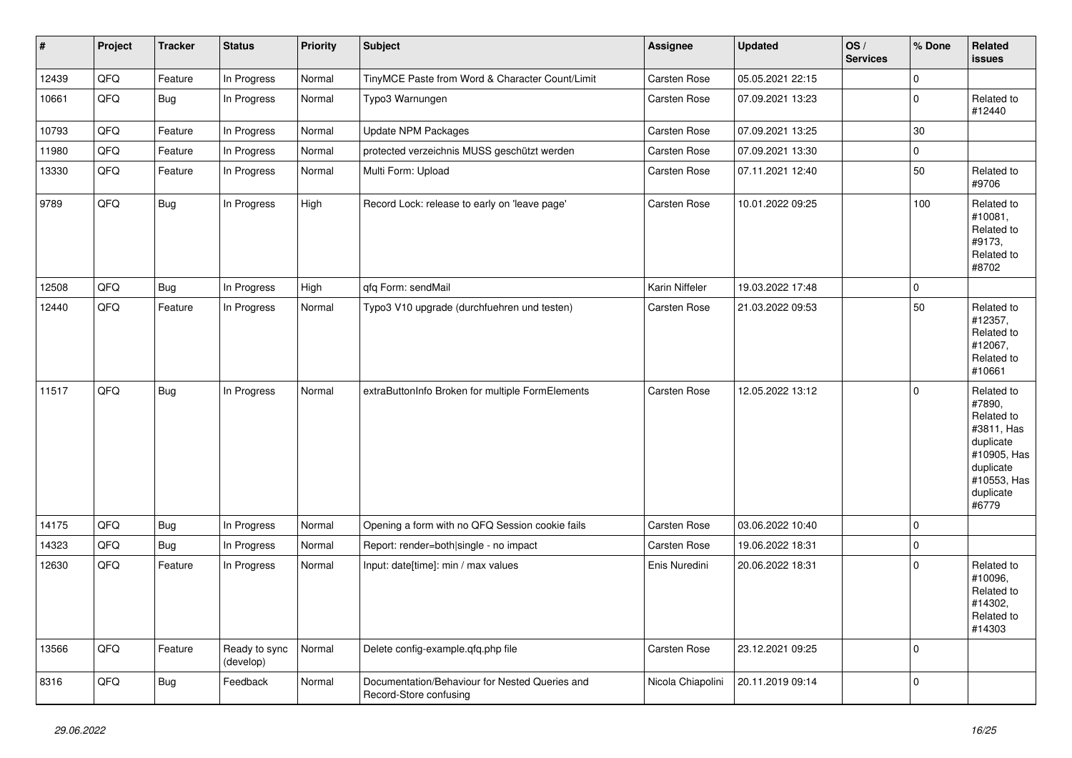| # | Project | Tracker | Status | Priority | Subject | Assignee | Updated | OS / Services | % Done | Related issues |
|---|---|---|---|---|---|---|---|---|---|---|
| 12439 | QFQ | Feature | In Progress | Normal | TinyMCE Paste from Word & Character Count/Limit | Carsten Rose | 05.05.2021 22:15 | | 0 | |
| 10661 | QFQ | Bug | In Progress | Normal | Typo3 Warnungen | Carsten Rose | 07.09.2021 13:23 | | 0 | Related to #12440 |
| 10793 | QFQ | Feature | In Progress | Normal | Update NPM Packages | Carsten Rose | 07.09.2021 13:25 | | 30 | |
| 11980 | QFQ | Feature | In Progress | Normal | protected verzeichnis MUSS geschützt werden | Carsten Rose | 07.09.2021 13:30 | | 0 | |
| 13330 | QFQ | Feature | In Progress | Normal | Multi Form: Upload | Carsten Rose | 07.11.2021 12:40 | | 50 | Related to #9706 |
| 9789 | QFQ | Bug | In Progress | High | Record Lock: release to early on 'leave page' | Carsten Rose | 10.01.2022 09:25 | | 100 | Related to #10081, Related to #9173, Related to #8702 |
| 12508 | QFQ | Bug | In Progress | High | qfq Form: sendMail | Karin Niffeler | 19.03.2022 17:48 | | 0 | |
| 12440 | QFQ | Feature | In Progress | Normal | Typo3 V10 upgrade (durchfuehren und testen) | Carsten Rose | 21.03.2022 09:53 | | 50 | Related to #12357, Related to #12067, Related to #10661 |
| 11517 | QFQ | Bug | In Progress | Normal | extraButtonInfo Broken for multiple FormElements | Carsten Rose | 12.05.2022 13:12 | | 0 | Related to #7890, Related to #3811, Has duplicate #10905, Has duplicate #10553, Has duplicate #6779 |
| 14175 | QFQ | Bug | In Progress | Normal | Opening a form with no QFQ Session cookie fails | Carsten Rose | 03.06.2022 10:40 | | 0 | |
| 14323 | QFQ | Bug | In Progress | Normal | Report: render=both\|single - no impact | Carsten Rose | 19.06.2022 18:31 | | 0 | |
| 12630 | QFQ | Feature | In Progress | Normal | Input: date[time]: min / max values | Enis Nuredini | 20.06.2022 18:31 | | 0 | Related to #10096, Related to #14302, Related to #14303 |
| 13566 | QFQ | Feature | Ready to sync (develop) | Normal | Delete config-example.qfq.php file | Carsten Rose | 23.12.2021 09:25 | | 0 | |
| 8316 | QFQ | Bug | Feedback | Normal | Documentation/Behaviour for Nested Queries and Record-Store confusing | Nicola Chiapolini | 20.11.2019 09:14 | | 0 | |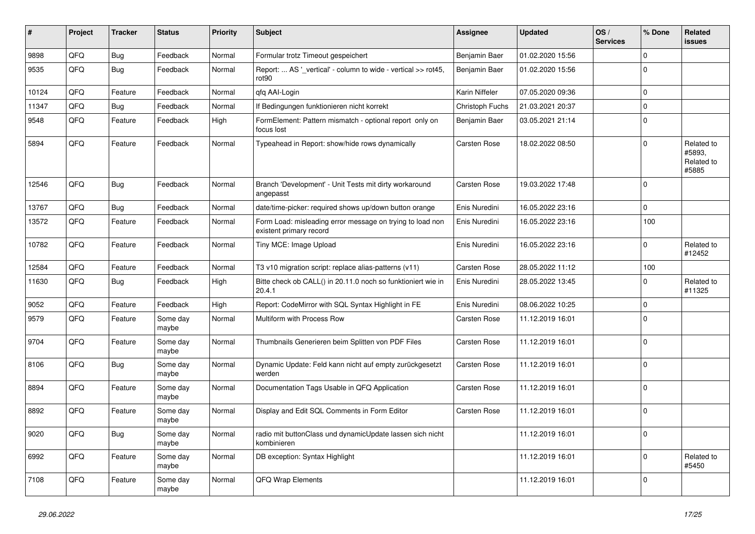| # | Project | Tracker | Status | Priority | Subject | Assignee | Updated | OS / Services | % Done | Related issues |
|---|---|---|---|---|---|---|---|---|---|---|
| 9898 | QFQ | Bug | Feedback | Normal | Formular trotz Timeout gespeichert | Benjamin Baer | 01.02.2020 15:56 | | 0 | |
| 9535 | QFQ | Bug | Feedback | Normal | Report: ... AS '_vertical' - column to wide - vertical >> rot45, rot90 | Benjamin Baer | 01.02.2020 15:56 | | 0 | |
| 10124 | QFQ | Feature | Feedback | Normal | qfq AAI-Login | Karin Niffeler | 07.05.2020 09:36 | | 0 | |
| 11347 | QFQ | Bug | Feedback | Normal | If Bedingungen funktionieren nicht korrekt | Christoph Fuchs | 21.03.2021 20:37 | | 0 | |
| 9548 | QFQ | Feature | Feedback | High | FormElement: Pattern mismatch - optional report only on focus lost | Benjamin Baer | 03.05.2021 21:14 | | 0 | |
| 5894 | QFQ | Feature | Feedback | Normal | Typeahead in Report: show/hide rows dynamically | Carsten Rose | 18.02.2022 08:50 | | 0 | Related to #5893, Related to #5885 |
| 12546 | QFQ | Bug | Feedback | Normal | Branch 'Development' - Unit Tests mit dirty workaround angepasst | Carsten Rose | 19.03.2022 17:48 | | 0 | |
| 13767 | QFQ | Bug | Feedback | Normal | date/time-picker: required shows up/down button orange | Enis Nuredini | 16.05.2022 23:16 | | 0 | |
| 13572 | QFQ | Feature | Feedback | Normal | Form Load: misleading error message on trying to load non existent primary record | Enis Nuredini | 16.05.2022 23:16 | | 100 | |
| 10782 | QFQ | Feature | Feedback | Normal | Tiny MCE: Image Upload | Enis Nuredini | 16.05.2022 23:16 | | 0 | Related to #12452 |
| 12584 | QFQ | Feature | Feedback | Normal | T3 v10 migration script: replace alias-patterns (v11) | Carsten Rose | 28.05.2022 11:12 | | 100 | |
| 11630 | QFQ | Bug | Feedback | High | Bitte check ob CALL() in 20.11.0 noch so funktioniert wie in 20.4.1 | Enis Nuredini | 28.05.2022 13:45 | | 0 | Related to #11325 |
| 9052 | QFQ | Feature | Feedback | High | Report: CodeMirror with SQL Syntax Highlight in FE | Enis Nuredini | 08.06.2022 10:25 | | 0 | |
| 9579 | QFQ | Feature | Some day maybe | Normal | Multiform with Process Row | Carsten Rose | 11.12.2019 16:01 | | 0 | |
| 9704 | QFQ | Feature | Some day maybe | Normal | Thumbnails Generieren beim Splitten von PDF Files | Carsten Rose | 11.12.2019 16:01 | | 0 | |
| 8106 | QFQ | Bug | Some day maybe | Normal | Dynamic Update: Feld kann nicht auf empty zurückgesetzt werden | Carsten Rose | 11.12.2019 16:01 | | 0 | |
| 8894 | QFQ | Feature | Some day maybe | Normal | Documentation Tags Usable in QFQ Application | Carsten Rose | 11.12.2019 16:01 | | 0 | |
| 8892 | QFQ | Feature | Some day maybe | Normal | Display and Edit SQL Comments in Form Editor | Carsten Rose | 11.12.2019 16:01 | | 0 | |
| 9020 | QFQ | Bug | Some day maybe | Normal | radio mit buttonClass und dynamicUpdate lassen sich nicht kombinieren | | 11.12.2019 16:01 | | 0 | |
| 6992 | QFQ | Feature | Some day maybe | Normal | DB exception: Syntax Highlight | | 11.12.2019 16:01 | | 0 | Related to #5450 |
| 7108 | QFQ | Feature | Some day maybe | Normal | QFQ Wrap Elements | | 11.12.2019 16:01 | | 0 | |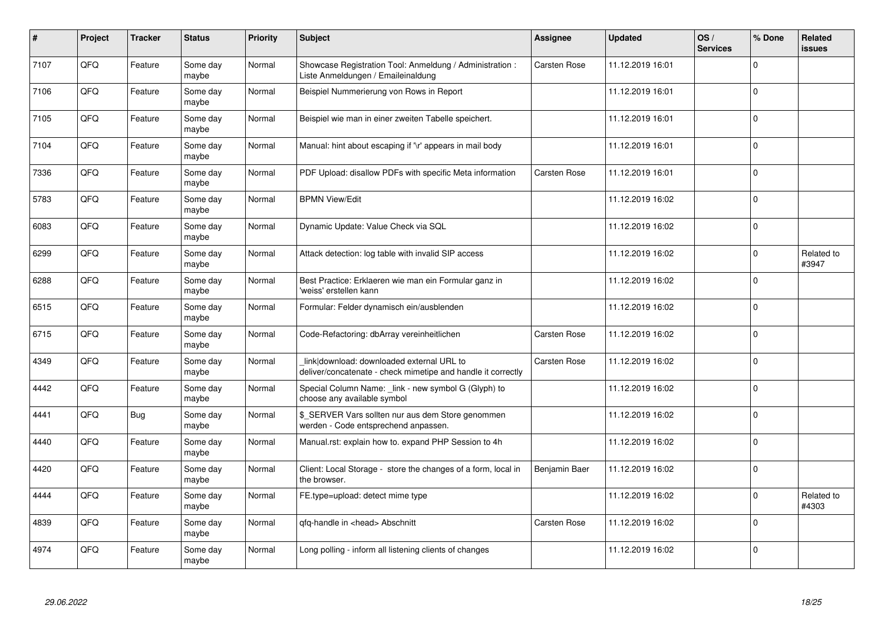| # | Project | Tracker | Status | Priority | Subject | Assignee | Updated | OS / Services | % Done | Related issues |
|---|---|---|---|---|---|---|---|---|---|---|
| 7107 | QFQ | Feature | Some day maybe | Normal | Showcase Registration Tool: Anmeldung / Administration : Liste Anmeldungen / Emaileinaldung | Carsten Rose | 11.12.2019 16:01 | | 0 | |
| 7106 | QFQ | Feature | Some day maybe | Normal | Beispiel Nummerierung von Rows in Report | | 11.12.2019 16:01 | | 0 | |
| 7105 | QFQ | Feature | Some day maybe | Normal | Beispiel wie man in einer zweiten Tabelle speichert. | | 11.12.2019 16:01 | | 0 | |
| 7104 | QFQ | Feature | Some day maybe | Normal | Manual: hint about escaping if '\r' appears in mail body | | 11.12.2019 16:01 | | 0 | |
| 7336 | QFQ | Feature | Some day maybe | Normal | PDF Upload: disallow PDFs with specific Meta information | Carsten Rose | 11.12.2019 16:01 | | 0 | |
| 5783 | QFQ | Feature | Some day maybe | Normal | BPMN View/Edit | | 11.12.2019 16:02 | | 0 | |
| 6083 | QFQ | Feature | Some day maybe | Normal | Dynamic Update: Value Check via SQL | | 11.12.2019 16:02 | | 0 | |
| 6299 | QFQ | Feature | Some day maybe | Normal | Attack detection: log table with invalid SIP access | | 11.12.2019 16:02 | | 0 | Related to #3947 |
| 6288 | QFQ | Feature | Some day maybe | Normal | Best Practice: Erklaeren wie man ein Formular ganz in 'weiss' erstellen kann | | 11.12.2019 16:02 | | 0 | |
| 6515 | QFQ | Feature | Some day maybe | Normal | Formular: Felder dynamisch ein/ausblenden | | 11.12.2019 16:02 | | 0 | |
| 6715 | QFQ | Feature | Some day maybe | Normal | Code-Refactoring: dbArray vereinheitlichen | Carsten Rose | 11.12.2019 16:02 | | 0 | |
| 4349 | QFQ | Feature | Some day maybe | Normal | _link\|download: downloaded external URL to deliver/concatenate - check mimetipe and handle it correctly | Carsten Rose | 11.12.2019 16:02 | | 0 | |
| 4442 | QFQ | Feature | Some day maybe | Normal | Special Column Name: _link - new symbol G (Glyph) to choose any available symbol | | 11.12.2019 16:02 | | 0 | |
| 4441 | QFQ | Bug | Some day maybe | Normal | $_SERVER Vars sollten nur aus dem Store genommen werden - Code entsprechend anpassen. | | 11.12.2019 16:02 | | 0 | |
| 4440 | QFQ | Feature | Some day maybe | Normal | Manual.rst: explain how to. expand PHP Session to 4h | | 11.12.2019 16:02 | | 0 | |
| 4420 | QFQ | Feature | Some day maybe | Normal | Client: Local Storage - store the changes of a form, local in the browser. | Benjamin Baer | 11.12.2019 16:02 | | 0 | |
| 4444 | QFQ | Feature | Some day maybe | Normal | FE.type=upload: detect mime type | | 11.12.2019 16:02 | | 0 | Related to #4303 |
| 4839 | QFQ | Feature | Some day maybe | Normal | qfq-handle in <head> Abschnitt | Carsten Rose | 11.12.2019 16:02 | | 0 | |
| 4974 | QFQ | Feature | Some day maybe | Normal | Long polling - inform all listening clients of changes | | 11.12.2019 16:02 | | 0 | |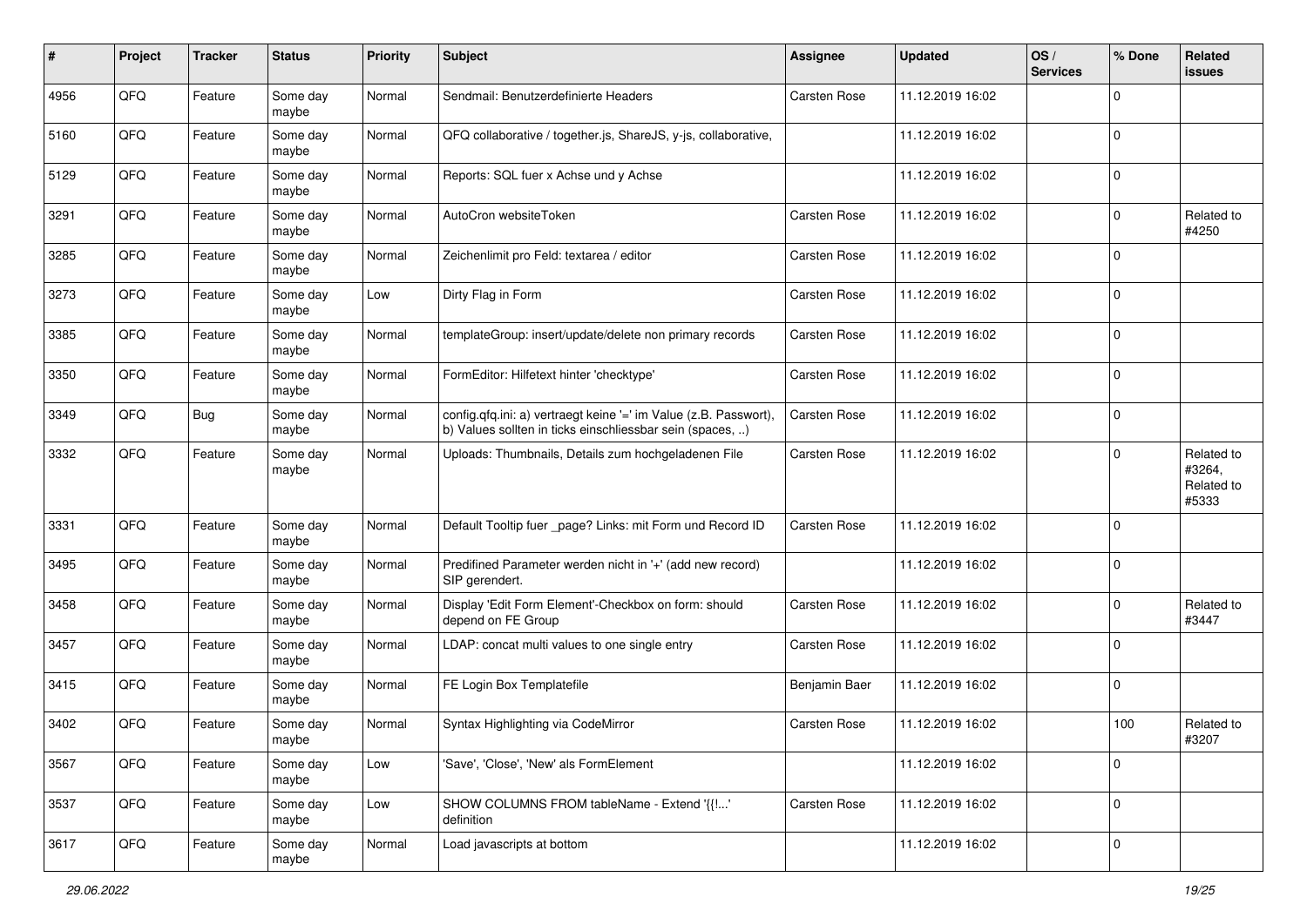| # | Project | Tracker | Status | Priority | Subject | Assignee | Updated | OS / Services | % Done | Related issues |
|---|---|---|---|---|---|---|---|---|---|---|
| 4956 | QFQ | Feature | Some day maybe | Normal | Sendmail: Benutzerdefinierte Headers | Carsten Rose | 11.12.2019 16:02 | | 0 | |
| 5160 | QFQ | Feature | Some day maybe | Normal | QFQ collaborative / together.js, ShareJS, y-js, collaborative, | | 11.12.2019 16:02 | | 0 | |
| 5129 | QFQ | Feature | Some day maybe | Normal | Reports: SQL fuer x Achse und y Achse | | 11.12.2019 16:02 | | 0 | |
| 3291 | QFQ | Feature | Some day maybe | Normal | AutoCron websiteToken | Carsten Rose | 11.12.2019 16:02 | | 0 | Related to #4250 |
| 3285 | QFQ | Feature | Some day maybe | Normal | Zeichenlimit pro Feld: textarea / editor | Carsten Rose | 11.12.2019 16:02 | | 0 | |
| 3273 | QFQ | Feature | Some day maybe | Low | Dirty Flag in Form | Carsten Rose | 11.12.2019 16:02 | | 0 | |
| 3385 | QFQ | Feature | Some day maybe | Normal | templateGroup: insert/update/delete non primary records | Carsten Rose | 11.12.2019 16:02 | | 0 | |
| 3350 | QFQ | Feature | Some day maybe | Normal | FormEditor: Hilfetext hinter 'checktype' | Carsten Rose | 11.12.2019 16:02 | | 0 | |
| 3349 | QFQ | Bug | Some day maybe | Normal | config.qfq.ini: a) vertraegt keine '=' im Value (z.B. Passwort), b) Values sollten in ticks einschliessbar sein (spaces, ..) | Carsten Rose | 11.12.2019 16:02 | | 0 | |
| 3332 | QFQ | Feature | Some day maybe | Normal | Uploads: Thumbnails, Details zum hochgeladenen File | Carsten Rose | 11.12.2019 16:02 | | 0 | Related to #3264, Related to #5333 |
| 3331 | QFQ | Feature | Some day maybe | Normal | Default Tooltip fuer _page? Links: mit Form und Record ID | Carsten Rose | 11.12.2019 16:02 | | 0 | |
| 3495 | QFQ | Feature | Some day maybe | Normal | Predifined Parameter werden nicht in '+' (add new record) SIP gerendert. | | 11.12.2019 16:02 | | 0 | |
| 3458 | QFQ | Feature | Some day maybe | Normal | Display 'Edit Form Element'-Checkbox on form: should depend on FE Group | Carsten Rose | 11.12.2019 16:02 | | 0 | Related to #3447 |
| 3457 | QFQ | Feature | Some day maybe | Normal | LDAP: concat multi values to one single entry | Carsten Rose | 11.12.2019 16:02 | | 0 | |
| 3415 | QFQ | Feature | Some day maybe | Normal | FE Login Box Templatefile | Benjamin Baer | 11.12.2019 16:02 | | 0 | |
| 3402 | QFQ | Feature | Some day maybe | Normal | Syntax Highlighting via CodeMirror | Carsten Rose | 11.12.2019 16:02 | | 100 | Related to #3207 |
| 3567 | QFQ | Feature | Some day maybe | Low | 'Save', 'Close', 'New' als FormElement | | 11.12.2019 16:02 | | 0 | |
| 3537 | QFQ | Feature | Some day maybe | Low | SHOW COLUMNS FROM tableName - Extend '{{!...' definition | Carsten Rose | 11.12.2019 16:02 | | 0 | |
| 3617 | QFQ | Feature | Some day maybe | Normal | Load javascripts at bottom | | 11.12.2019 16:02 | | 0 | |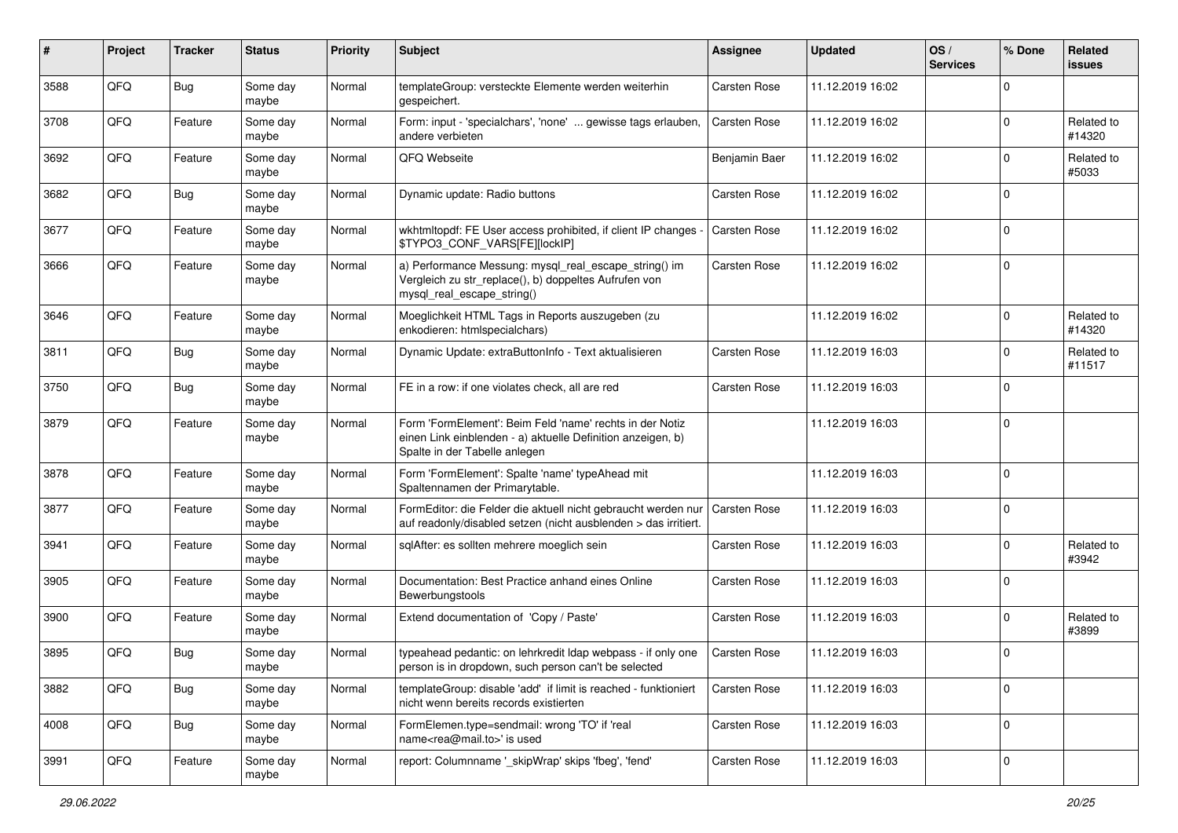| # | Project | Tracker | Status | Priority | Subject | Assignee | Updated | OS / Services | % Done | Related issues |
|---|---|---|---|---|---|---|---|---|---|---|
| 3588 | QFQ | Bug | Some day maybe | Normal | templateGroup: versteckte Elemente werden weiterhin gespeichert. | Carsten Rose | 11.12.2019 16:02 | | 0 | |
| 3708 | QFQ | Feature | Some day maybe | Normal | Form: input - 'specialchars', 'none' ... gewisse tags erlauben, andere verbieten | Carsten Rose | 11.12.2019 16:02 | | 0 | Related to #14320 |
| 3692 | QFQ | Feature | Some day maybe | Normal | QFQ Webseite | Benjamin Baer | 11.12.2019 16:02 | | 0 | Related to #5033 |
| 3682 | QFQ | Bug | Some day maybe | Normal | Dynamic update: Radio buttons | Carsten Rose | 11.12.2019 16:02 | | 0 | |
| 3677 | QFQ | Feature | Some day maybe | Normal | wkhtmltopdf: FE User access prohibited, if client IP changes - $TYPO3_CONF_VARS[FE][lockIP] | Carsten Rose | 11.12.2019 16:02 | | 0 | |
| 3666 | QFQ | Feature | Some day maybe | Normal | a) Performance Messung: mysql_real_escape_string() im Vergleich zu str_replace(), b) doppeltes Aufrufen von mysql_real_escape_string() | Carsten Rose | 11.12.2019 16:02 | | 0 | |
| 3646 | QFQ | Feature | Some day maybe | Normal | Moeglichkeit HTML Tags in Reports auszugeben (zu enkodieren: htmlspecialchars) | | 11.12.2019 16:02 | | 0 | Related to #14320 |
| 3811 | QFQ | Bug | Some day maybe | Normal | Dynamic Update: extraButtonInfo - Text aktualisieren | Carsten Rose | 11.12.2019 16:03 | | 0 | Related to #11517 |
| 3750 | QFQ | Bug | Some day maybe | Normal | FE in a row: if one violates check, all are red | Carsten Rose | 11.12.2019 16:03 | | 0 | |
| 3879 | QFQ | Feature | Some day maybe | Normal | Form 'FormElement': Beim Feld 'name' rechts in der Notiz einen Link einblenden - a) aktuelle Definition anzeigen, b) Spalte in der Tabelle anlegen | | 11.12.2019 16:03 | | 0 | |
| 3878 | QFQ | Feature | Some day maybe | Normal | Form 'FormElement': Spalte 'name' typeAhead mit Spaltennamen der Primarytable. | | 11.12.2019 16:03 | | 0 | |
| 3877 | QFQ | Feature | Some day maybe | Normal | FormEditor: die Felder die aktuell nicht gebraucht werden nur auf readonly/disabled setzen (nicht ausblenden > das irritiert. | Carsten Rose | 11.12.2019 16:03 | | 0 | |
| 3941 | QFQ | Feature | Some day maybe | Normal | sqlAfter: es sollten mehrere moeglich sein | Carsten Rose | 11.12.2019 16:03 | | 0 | Related to #3942 |
| 3905 | QFQ | Feature | Some day maybe | Normal | Documentation: Best Practice anhand eines Online Bewerbungstools | Carsten Rose | 11.12.2019 16:03 | | 0 | |
| 3900 | QFQ | Feature | Some day maybe | Normal | Extend documentation of 'Copy / Paste' | Carsten Rose | 11.12.2019 16:03 | | 0 | Related to #3899 |
| 3895 | QFQ | Bug | Some day maybe | Normal | typeahead pedantic: on lehrkredit ldap webpass - if only one person is in dropdown, such person can't be selected | Carsten Rose | 11.12.2019 16:03 | | 0 | |
| 3882 | QFQ | Bug | Some day maybe | Normal | templateGroup: disable 'add' if limit is reached - funktioniert nicht wenn bereits records existierten | Carsten Rose | 11.12.2019 16:03 | | 0 | |
| 4008 | QFQ | Bug | Some day maybe | Normal | FormElemen.type=sendmail: wrong 'TO' if 'real name<rea@mail.to>' is used | Carsten Rose | 11.12.2019 16:03 | | 0 | |
| 3991 | QFQ | Feature | Some day maybe | Normal | report: Columnname '_skipWrap' skips 'fbeg', 'fend' | Carsten Rose | 11.12.2019 16:03 | | 0 | |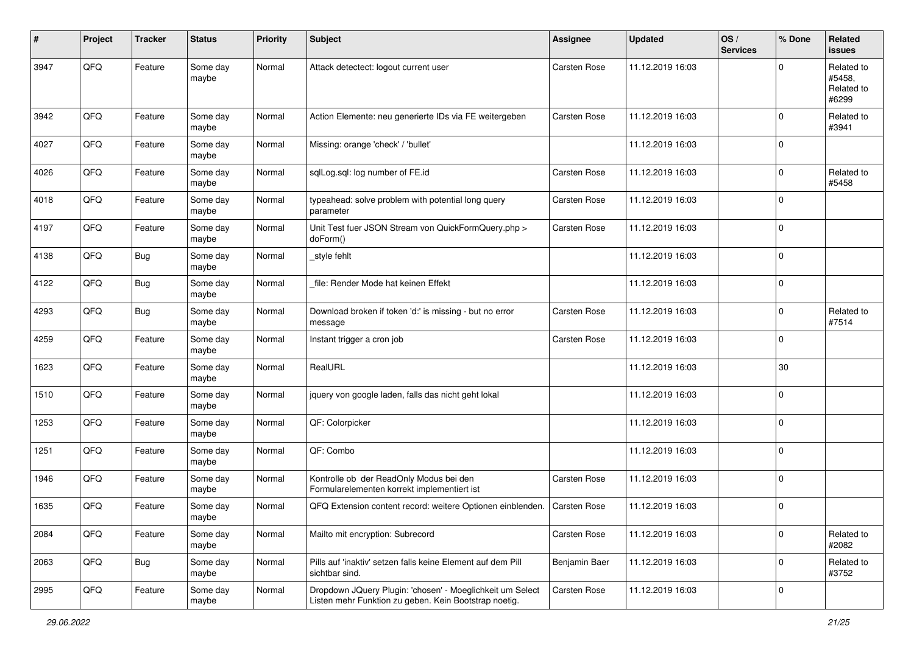| # | Project | Tracker | Status | Priority | Subject | Assignee | Updated | OS / Services | % Done | Related issues |
|---|---|---|---|---|---|---|---|---|---|---|
| 3947 | QFQ | Feature | Some day maybe | Normal | Attack detectect: logout current user | Carsten Rose | 11.12.2019 16:03 | | 0 | Related to #5458, Related to #6299 |
| 3942 | QFQ | Feature | Some day maybe | Normal | Action Elemente: neu generierte IDs via FE weitergeben | Carsten Rose | 11.12.2019 16:03 | | 0 | Related to #3941 |
| 4027 | QFQ | Feature | Some day maybe | Normal | Missing: orange 'check' / 'bullet' | | 11.12.2019 16:03 | | 0 | |
| 4026 | QFQ | Feature | Some day maybe | Normal | sqlLog.sql: log number of FE.id | Carsten Rose | 11.12.2019 16:03 | | 0 | Related to #5458 |
| 4018 | QFQ | Feature | Some day maybe | Normal | typeahead: solve problem with potential long query parameter | Carsten Rose | 11.12.2019 16:03 | | 0 | |
| 4197 | QFQ | Feature | Some day maybe | Normal | Unit Test fuer JSON Stream von QuickFormQuery.php > doForm() | Carsten Rose | 11.12.2019 16:03 | | 0 | |
| 4138 | QFQ | Bug | Some day maybe | Normal | _style fehlt | | 11.12.2019 16:03 | | 0 | |
| 4122 | QFQ | Bug | Some day maybe | Normal | _file: Render Mode hat keinen Effekt | | 11.12.2019 16:03 | | 0 | |
| 4293 | QFQ | Bug | Some day maybe | Normal | Download broken if token 'd:' is missing - but no error message | Carsten Rose | 11.12.2019 16:03 | | 0 | Related to #7514 |
| 4259 | QFQ | Feature | Some day maybe | Normal | Instant trigger a cron job | Carsten Rose | 11.12.2019 16:03 | | 0 | |
| 1623 | QFQ | Feature | Some day maybe | Normal | RealURL | | 11.12.2019 16:03 | | 30 | |
| 1510 | QFQ | Feature | Some day maybe | Normal | jquery von google laden, falls das nicht geht lokal | | 11.12.2019 16:03 | | 0 | |
| 1253 | QFQ | Feature | Some day maybe | Normal | QF: Colorpicker | | 11.12.2019 16:03 | | 0 | |
| 1251 | QFQ | Feature | Some day maybe | Normal | QF: Combo | | 11.12.2019 16:03 | | 0 | |
| 1946 | QFQ | Feature | Some day maybe | Normal | Kontrolle ob der ReadOnly Modus bei den Formularelementen korrekt implementiert ist | Carsten Rose | 11.12.2019 16:03 | | 0 | |
| 1635 | QFQ | Feature | Some day maybe | Normal | QFQ Extension content record: weitere Optionen einblenden. | Carsten Rose | 11.12.2019 16:03 | | 0 | |
| 2084 | QFQ | Feature | Some day maybe | Normal | Mailto mit encryption: Subrecord | Carsten Rose | 11.12.2019 16:03 | | 0 | Related to #2082 |
| 2063 | QFQ | Bug | Some day maybe | Normal | Pills auf 'inaktiv' setzen falls keine Element auf dem Pill sichtbar sind. | Benjamin Baer | 11.12.2019 16:03 | | 0 | Related to #3752 |
| 2995 | QFQ | Feature | Some day maybe | Normal | Dropdown JQuery Plugin: 'chosen' - Moeglichkeit um Select Listen mehr Funktion zu geben. Kein Bootstrap noetig. | Carsten Rose | 11.12.2019 16:03 | | 0 | |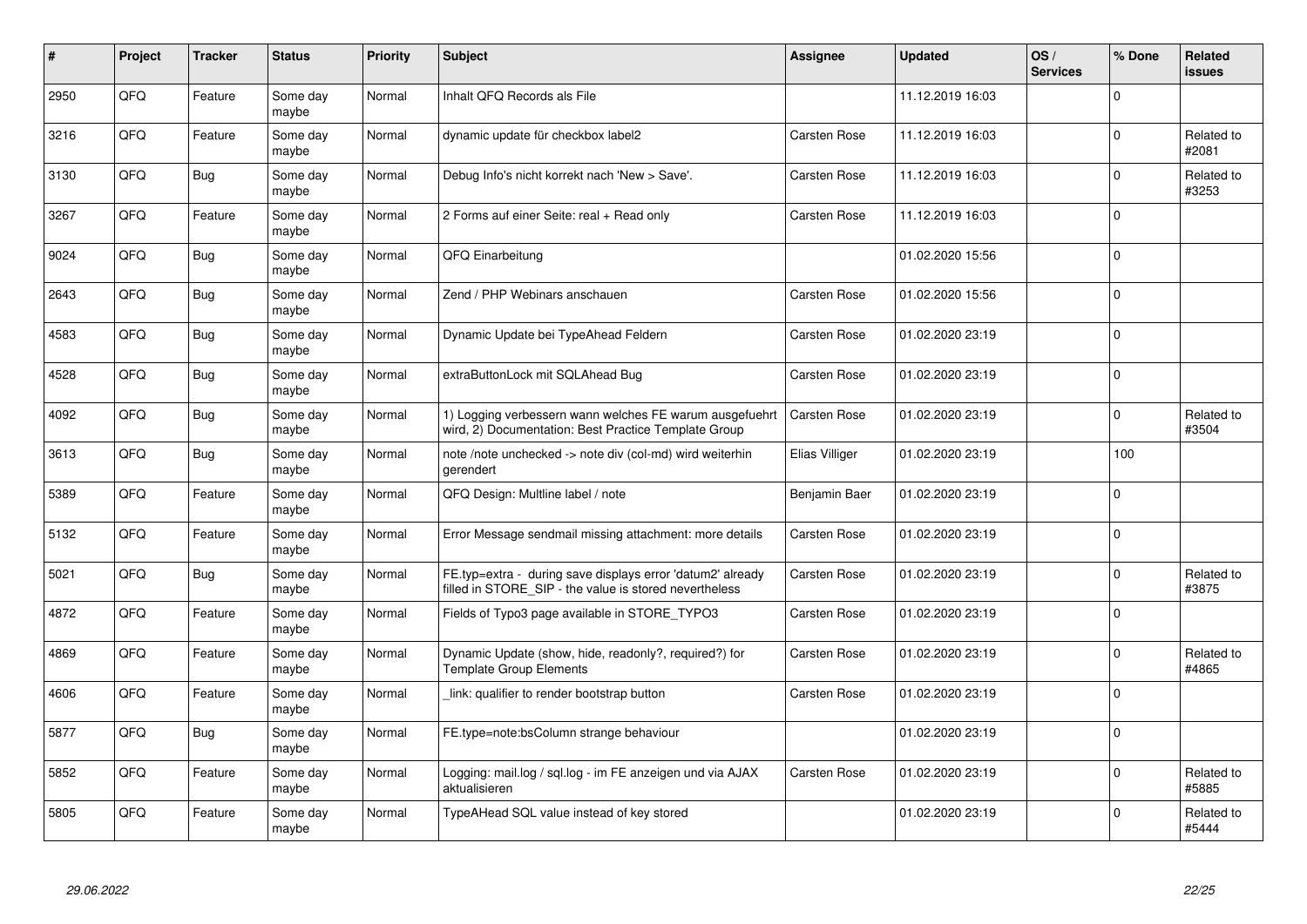| # | Project | Tracker | Status | Priority | Subject | Assignee | Updated | OS / Services | % Done | Related issues |
|---|---|---|---|---|---|---|---|---|---|---|
| 2950 | QFQ | Feature | Some day maybe | Normal | Inhalt QFQ Records als File | | 11.12.2019 16:03 | | 0 | |
| 3216 | QFQ | Feature | Some day maybe | Normal | dynamic update für checkbox label2 | Carsten Rose | 11.12.2019 16:03 | | 0 | Related to #2081 |
| 3130 | QFQ | Bug | Some day maybe | Normal | Debug Info's nicht korrekt nach 'New > Save'. | Carsten Rose | 11.12.2019 16:03 | | 0 | Related to #3253 |
| 3267 | QFQ | Feature | Some day maybe | Normal | 2 Forms auf einer Seite: real + Read only | Carsten Rose | 11.12.2019 16:03 | | 0 | |
| 9024 | QFQ | Bug | Some day maybe | Normal | QFQ Einarbeitung | | 01.02.2020 15:56 | | 0 | |
| 2643 | QFQ | Bug | Some day maybe | Normal | Zend / PHP Webinars anschauen | Carsten Rose | 01.02.2020 15:56 | | 0 | |
| 4583 | QFQ | Bug | Some day maybe | Normal | Dynamic Update bei TypeAhead Feldern | Carsten Rose | 01.02.2020 23:19 | | 0 | |
| 4528 | QFQ | Bug | Some day maybe | Normal | extraButtonLock mit SQLAhead Bug | Carsten Rose | 01.02.2020 23:19 | | 0 | |
| 4092 | QFQ | Bug | Some day maybe | Normal | 1) Logging verbessern wann welches FE warum ausgefuehrt wird, 2) Documentation: Best Practice Template Group | Carsten Rose | 01.02.2020 23:19 | | 0 | Related to #3504 |
| 3613 | QFQ | Bug | Some day maybe | Normal | note /note unchecked -> note div (col-md) wird weiterhin gerendert | Elias Villiger | 01.02.2020 23:19 | | 100 | |
| 5389 | QFQ | Feature | Some day maybe | Normal | QFQ Design: Multline label / note | Benjamin Baer | 01.02.2020 23:19 | | 0 | |
| 5132 | QFQ | Feature | Some day maybe | Normal | Error Message sendmail missing attachment: more details | Carsten Rose | 01.02.2020 23:19 | | 0 | |
| 5021 | QFQ | Bug | Some day maybe | Normal | FE.typ=extra - during save displays error 'datum2' already filled in STORE_SIP - the value is stored nevertheless | Carsten Rose | 01.02.2020 23:19 | | 0 | Related to #3875 |
| 4872 | QFQ | Feature | Some day maybe | Normal | Fields of Typo3 page available in STORE_TYPO3 | Carsten Rose | 01.02.2020 23:19 | | 0 | |
| 4869 | QFQ | Feature | Some day maybe | Normal | Dynamic Update (show, hide, readonly?, required?) for Template Group Elements | Carsten Rose | 01.02.2020 23:19 | | 0 | Related to #4865 |
| 4606 | QFQ | Feature | Some day maybe | Normal | _link: qualifier to render bootstrap button | Carsten Rose | 01.02.2020 23:19 | | 0 | |
| 5877 | QFQ | Bug | Some day maybe | Normal | FE.type=note:bsColumn strange behaviour | | 01.02.2020 23:19 | | 0 | |
| 5852 | QFQ | Feature | Some day maybe | Normal | Logging: mail.log / sql.log - im FE anzeigen und via AJAX aktualisieren | Carsten Rose | 01.02.2020 23:19 | | 0 | Related to #5885 |
| 5805 | QFQ | Feature | Some day maybe | Normal | TypeAHead SQL value instead of key stored | | 01.02.2020 23:19 | | 0 | Related to #5444 |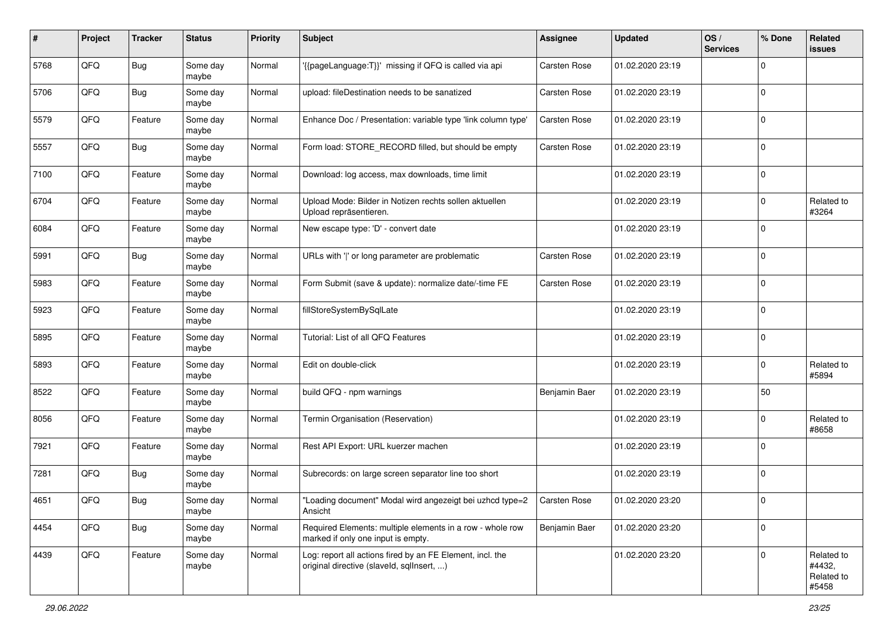| # | Project | Tracker | Status | Priority | Subject | Assignee | Updated | OS / Services | % Done | Related issues |
|---|---|---|---|---|---|---|---|---|---|---|
| 5768 | QFQ | Bug | Some day maybe | Normal | '{{pageLanguage:T}}' missing if QFQ is called via api | Carsten Rose | 01.02.2020 23:19 | | 0 | |
| 5706 | QFQ | Bug | Some day maybe | Normal | upload: fileDestination needs to be sanatized | Carsten Rose | 01.02.2020 23:19 | | 0 | |
| 5579 | QFQ | Feature | Some day maybe | Normal | Enhance Doc / Presentation: variable type 'link column type' | Carsten Rose | 01.02.2020 23:19 | | 0 | |
| 5557 | QFQ | Bug | Some day maybe | Normal | Form load: STORE_RECORD filled, but should be empty | Carsten Rose | 01.02.2020 23:19 | | 0 | |
| 7100 | QFQ | Feature | Some day maybe | Normal | Download: log access, max downloads, time limit | | 01.02.2020 23:19 | | 0 | |
| 6704 | QFQ | Feature | Some day maybe | Normal | Upload Mode: Bilder in Notizen rechts sollen aktuellen Upload repräsentieren. | | 01.02.2020 23:19 | | 0 | Related to #3264 |
| 6084 | QFQ | Feature | Some day maybe | Normal | New escape type: 'D' - convert date | | 01.02.2020 23:19 | | 0 | |
| 5991 | QFQ | Bug | Some day maybe | Normal | URLs with '\|' or long parameter are problematic | Carsten Rose | 01.02.2020 23:19 | | 0 | |
| 5983 | QFQ | Feature | Some day maybe | Normal | Form Submit (save & update): normalize date/-time FE | Carsten Rose | 01.02.2020 23:19 | | 0 | |
| 5923 | QFQ | Feature | Some day maybe | Normal | fillStoreSystemBySqlLate | | 01.02.2020 23:19 | | 0 | |
| 5895 | QFQ | Feature | Some day maybe | Normal | Tutorial: List of all QFQ Features | | 01.02.2020 23:19 | | 0 | |
| 5893 | QFQ | Feature | Some day maybe | Normal | Edit on double-click | | 01.02.2020 23:19 | | 0 | Related to #5894 |
| 8522 | QFQ | Feature | Some day maybe | Normal | build QFQ - npm warnings | Benjamin Baer | 01.02.2020 23:19 | | 50 | |
| 8056 | QFQ | Feature | Some day maybe | Normal | Termin Organisation (Reservation) | | 01.02.2020 23:19 | | 0 | Related to #8658 |
| 7921 | QFQ | Feature | Some day maybe | Normal | Rest API Export: URL kuerzer machen | | 01.02.2020 23:19 | | 0 | |
| 7281 | QFQ | Bug | Some day maybe | Normal | Subrecords: on large screen separator line too short | | 01.02.2020 23:19 | | 0 | |
| 4651 | QFQ | Bug | Some day maybe | Normal | "Loading document" Modal wird angezeigt bei uzhcd type=2 Ansicht | Carsten Rose | 01.02.2020 23:20 | | 0 | |
| 4454 | QFQ | Bug | Some day maybe | Normal | Required Elements: multiple elements in a row - whole row marked if only one input is empty. | Benjamin Baer | 01.02.2020 23:20 | | 0 | |
| 4439 | QFQ | Feature | Some day maybe | Normal | Log: report all actions fired by an FE Element, incl. the original directive (slaveId, sqlInsert, ...) | | 01.02.2020 23:20 | | 0 | Related to #4432, Related to #5458 |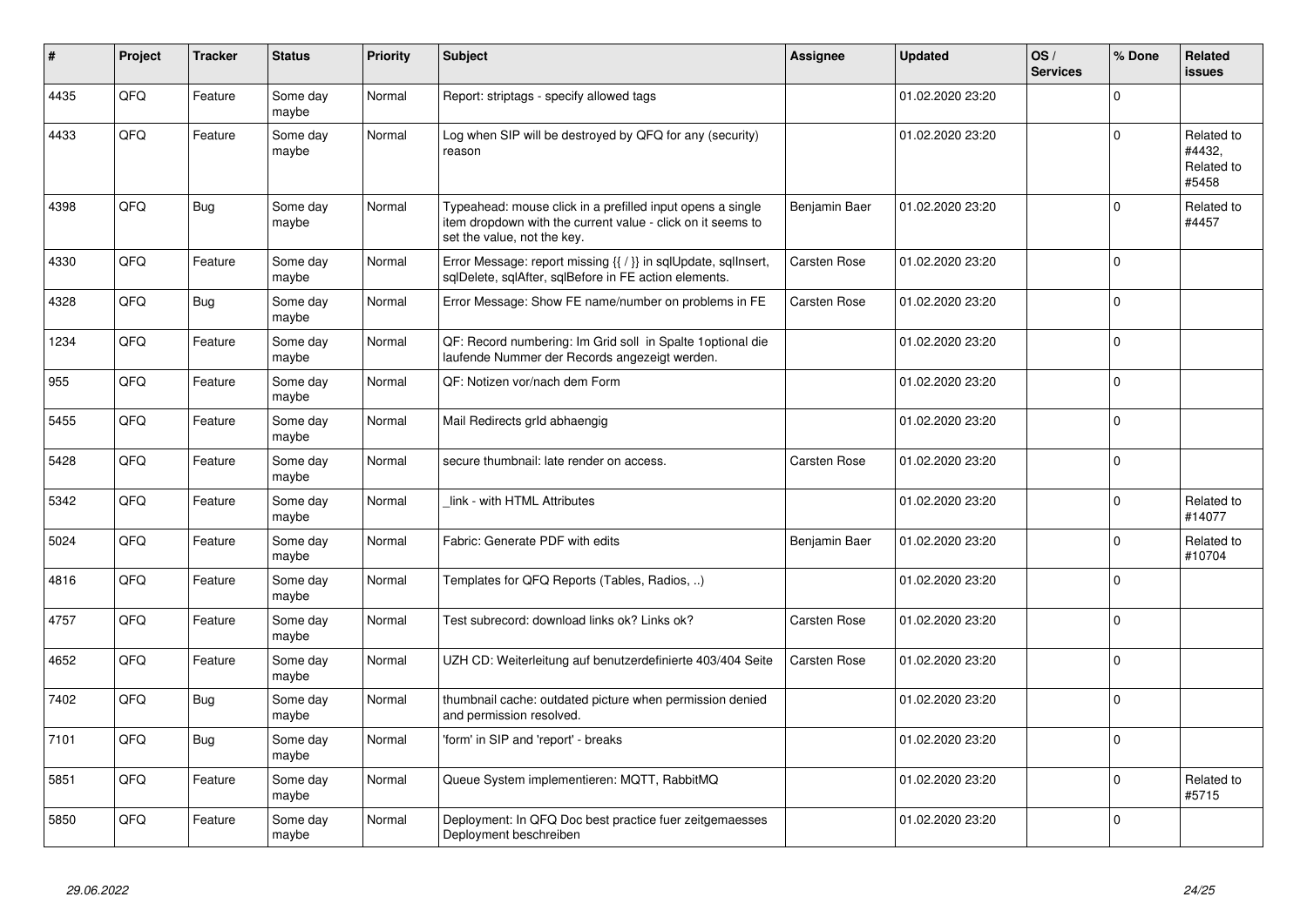| # | Project | Tracker | Status | Priority | Subject | Assignee | Updated | OS / Services | % Done | Related issues |
|---|---|---|---|---|---|---|---|---|---|---|
| 4435 | QFQ | Feature | Some day maybe | Normal | Report: striptags - specify allowed tags | | 01.02.2020 23:20 | | 0 | |
| 4433 | QFQ | Feature | Some day maybe | Normal | Log when SIP will be destroyed by QFQ for any (security) reason | | 01.02.2020 23:20 | | 0 | Related to #4432, Related to #5458 |
| 4398 | QFQ | Bug | Some day maybe | Normal | Typeahead: mouse click in a prefilled input opens a single item dropdown with the current value - click on it seems to set the value, not the key. | Benjamin Baer | 01.02.2020 23:20 | | 0 | Related to #4457 |
| 4330 | QFQ | Feature | Some day maybe | Normal | Error Message: report missing {{ / }} in sqlUpdate, sqlInsert, sqlDelete, sqlAfter, sqlBefore in FE action elements. | Carsten Rose | 01.02.2020 23:20 | | 0 | |
| 4328 | QFQ | Bug | Some day maybe | Normal | Error Message: Show FE name/number on problems in FE | Carsten Rose | 01.02.2020 23:20 | | 0 | |
| 1234 | QFQ | Feature | Some day maybe | Normal | QF: Record numbering: Im Grid soll in Spalte 1optional die laufende Nummer der Records angezeigt werden. | | 01.02.2020 23:20 | | 0 | |
| 955 | QFQ | Feature | Some day maybe | Normal | QF: Notizen vor/nach dem Form | | 01.02.2020 23:20 | | 0 | |
| 5455 | QFQ | Feature | Some day maybe | Normal | Mail Redirects grld abhaengig | | 01.02.2020 23:20 | | 0 | |
| 5428 | QFQ | Feature | Some day maybe | Normal | secure thumbnail: late render on access. | Carsten Rose | 01.02.2020 23:20 | | 0 | |
| 5342 | QFQ | Feature | Some day maybe | Normal | _link - with HTML Attributes | | 01.02.2020 23:20 | | 0 | Related to #14077 |
| 5024 | QFQ | Feature | Some day maybe | Normal | Fabric: Generate PDF with edits | Benjamin Baer | 01.02.2020 23:20 | | 0 | Related to #10704 |
| 4816 | QFQ | Feature | Some day maybe | Normal | Templates for QFQ Reports (Tables, Radios, ..) | | 01.02.2020 23:20 | | 0 | |
| 4757 | QFQ | Feature | Some day maybe | Normal | Test subrecord: download links ok? Links ok? | Carsten Rose | 01.02.2020 23:20 | | 0 | |
| 4652 | QFQ | Feature | Some day maybe | Normal | UZH CD: Weiterleitung auf benutzerdefinierte 403/404 Seite | Carsten Rose | 01.02.2020 23:20 | | 0 | |
| 7402 | QFQ | Bug | Some day maybe | Normal | thumbnail cache: outdated picture when permission denied and permission resolved. | | 01.02.2020 23:20 | | 0 | |
| 7101 | QFQ | Bug | Some day maybe | Normal | 'form' in SIP and 'report' - breaks | | 01.02.2020 23:20 | | 0 | |
| 5851 | QFQ | Feature | Some day maybe | Normal | Queue System implementieren: MQTT, RabbitMQ | | 01.02.2020 23:20 | | 0 | Related to #5715 |
| 5850 | QFQ | Feature | Some day maybe | Normal | Deployment: In QFQ Doc best practice fuer zeitgemaesses Deployment beschreiben | | 01.02.2020 23:20 | | 0 | |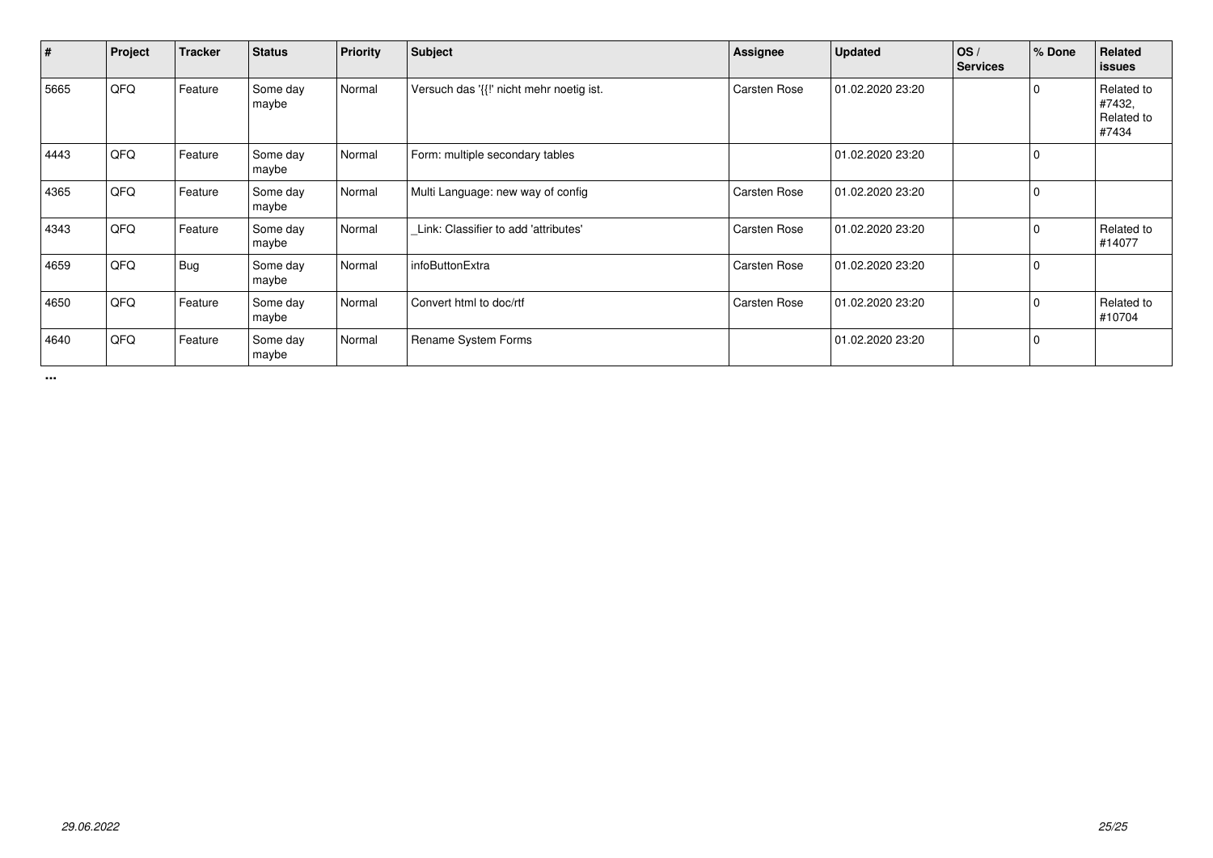| # | Project | Tracker | Status | Priority | Subject | Assignee | Updated | OS / Services | % Done | Related issues |
|---|---|---|---|---|---|---|---|---|---|---|
| 5665 | QFQ | Feature | Some day maybe | Normal | Versuch das '{{!' nicht mehr noetig ist. | Carsten Rose | 01.02.2020 23:20 | | 0 | Related to #7432, Related to #7434 |
| 4443 | QFQ | Feature | Some day maybe | Normal | Form: multiple secondary tables | | 01.02.2020 23:20 | | 0 | |
| 4365 | QFQ | Feature | Some day maybe | Normal | Multi Language: new way of config | Carsten Rose | 01.02.2020 23:20 | | 0 | |
| 4343 | QFQ | Feature | Some day maybe | Normal | _Link: Classifier to add 'attributes' | Carsten Rose | 01.02.2020 23:20 | | 0 | Related to #14077 |
| 4659 | QFQ | Bug | Some day maybe | Normal | infoButtonExtra | Carsten Rose | 01.02.2020 23:20 | | 0 | |
| 4650 | QFQ | Feature | Some day maybe | Normal | Convert html to doc/rtf | Carsten Rose | 01.02.2020 23:20 | | 0 | Related to #10704 |
| 4640 | QFQ | Feature | Some day maybe | Normal | Rename System Forms | | 01.02.2020 23:20 | | 0 | |

...